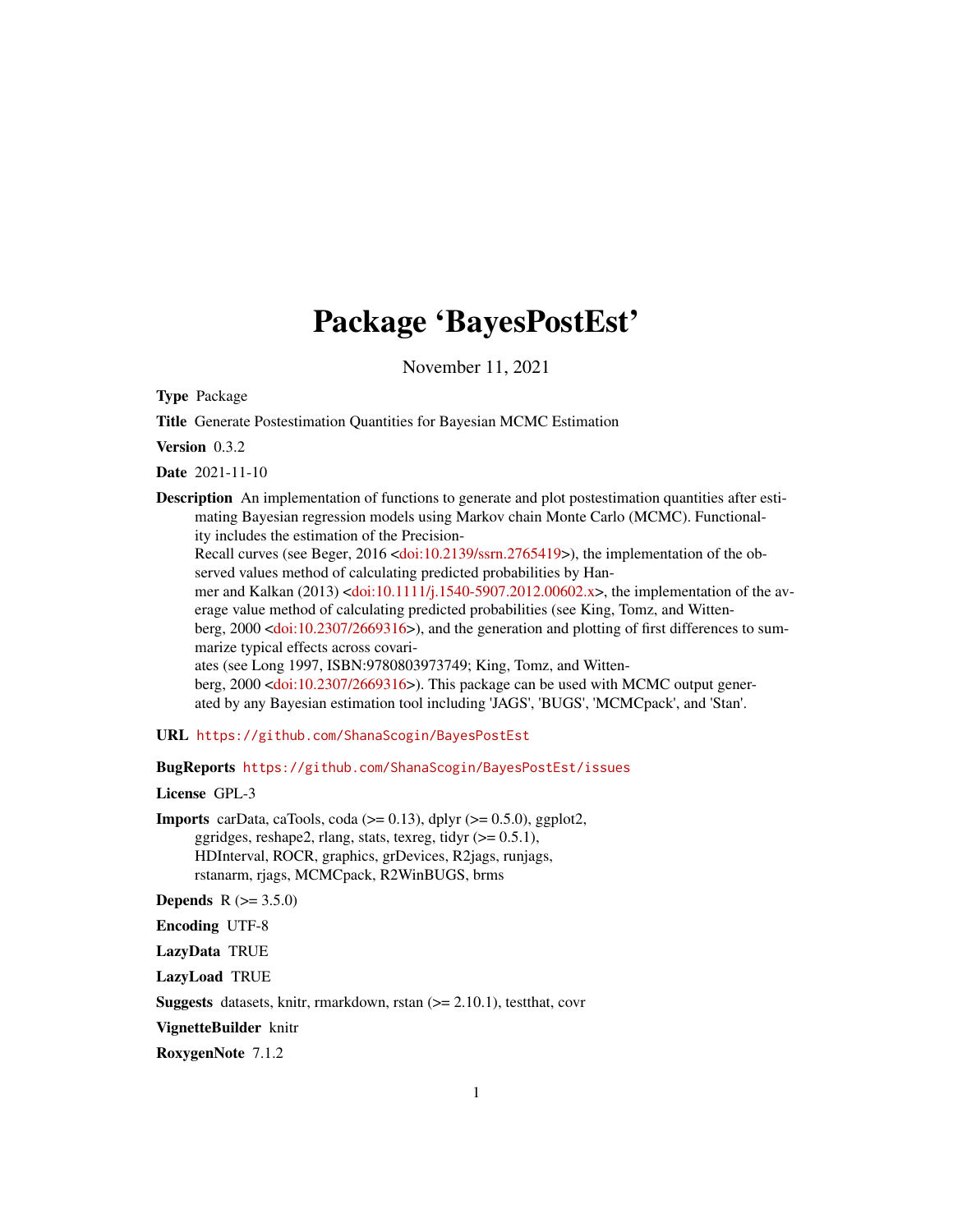# Package 'BayesPostEst'

November 11, 2021

**Type** Package

**Title** Generate Postestimation Quantities for Bayesian MCMC Estimation

**Version** 0.3.2

**Date** 2021-11-10

**Description** An implementation of functions to generate and plot postestimation quantities after estimating Bayesian regression models using Markov chain Monte Carlo (MCMC). Functionality includes the estimation of the Precision-Recall curves (see Beger, 2016 <doi:10.2139/ssrn.2765419>), the implementation of the observed values method of calculating predicted probabilities by Hanmer and Kalkan (2013) <doi:10.1111/j.1540-5907.2012.00602.x>, the implementation of the average value method of calculating predicted probabilities (see King, Tomz, and Wittenberg, 2000 <doi:10.2307/2669316>), and the generation and plotting of first differences to summarize typical effects across covariates (see Long 1997, ISBN:9780803973749; King, Tomz, and Wittenberg, 2000 <doi:10.2307/2669316>). This package can be used with MCMC output generated by any Bayesian estimation tool including 'JAGS', 'BUGS', 'MCMCpack', and 'Stan'.

**URL** https://github.com/ShanaScogin/BayesPostEst

**BugReports** https://github.com/ShanaScogin/BayesPostEst/issues

**License** GPL-3

**Imports** carData, caTools, coda (>= 0.13), dplyr (>= 0.5.0), ggplot2, ggridges, reshape2, rlang, stats, texreg, tidyr (>= 0.5.1), HDInterval, ROCR, graphics, grDevices, R2jags, runjags, rstanarm, rjags, MCMCpack, R2WinBUGS, brms

**Depends** R (>= 3.5.0)

**Encoding** UTF-8

**LazyData** TRUE

**LazyLoad** TRUE

**Suggests** datasets, knitr, rmarkdown, rstan (>= 2.10.1), testthat, covr

**VignetteBuilder** knitr

**RoxygenNote** 7.1.2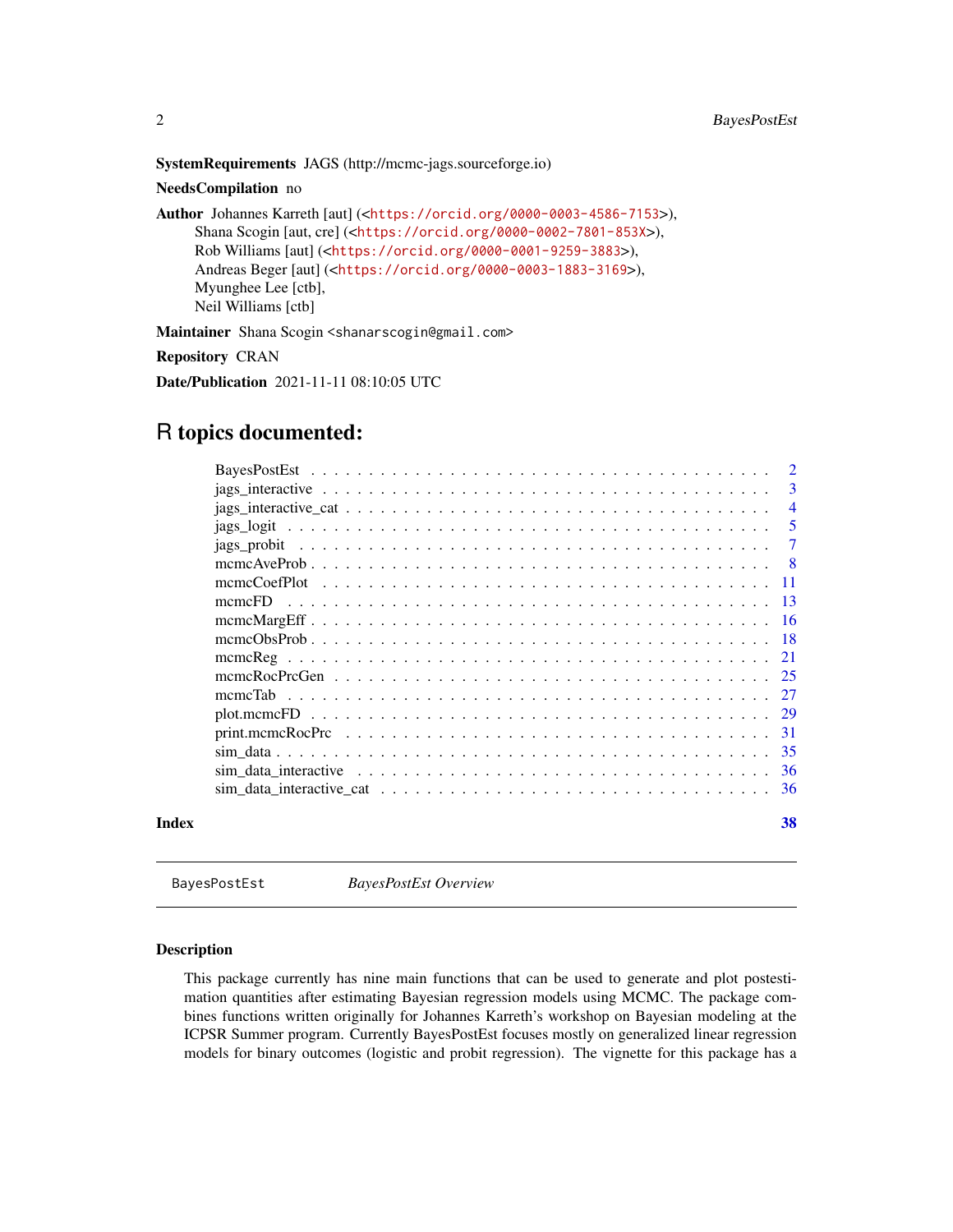**SystemRequirements** JAGS (http://mcmc-jags.sourceforge.io)

**NeedsCompilation** no

**Author** Johannes Karreth [aut] (<https://orcid.org/0000-0003-4586-7153>),
Shana Scogin [aut, cre] (<https://orcid.org/0000-0002-7801-853X>),
Rob Williams [aut] (<https://orcid.org/0000-0001-9259-3883>),
Andreas Beger [aut] (<https://orcid.org/0000-0003-1883-3169>),
Myunghee Lee [ctb],
Neil Williams [ctb]

**Maintainer** Shana Scogin <shanarscogin@gmail.com>

**Repository** CRAN

**Date/Publication** 2021-11-11 08:10:05 UTC

# R topics documented:

| | |
|---|---|
| BayesPostEst | 2 |
| jags_interactive | 3 |
| jags_interactive_cat | 4 |
| jags_logit | 5 |
| jags_probit | 7 |
| mcmcAveProb | 8 |
| mcmcCoefPlot | 11 |
| mcmcFD | 13 |
| mcmcMargEff | 16 |
| mcmcObsProb | 18 |
| mcmcReg | 21 |
| mcmcRocPrcGen | 25 |
| mcmcTab | 27 |
| plot.mcmcFD | 29 |
| print.mcmcRocPrc | 31 |
| sim_data | 35 |
| sim_data_interactive | 36 |
| sim_data_interactive_cat | 36 |
| **Index** | **38** |

---

BayesPostEst *BayesPostEst Overview*

---

## Description

This package currently has nine main functions that can be used to generate and plot postestimation quantities after estimating Bayesian regression models using MCMC. The package combines functions written originally for Johannes Karreth's workshop on Bayesian modeling at the ICPSR Summer program. Currently BayesPostEst focuses mostly on generalized linear regression models for binary outcomes (logistic and probit regression). The vignette for this package has a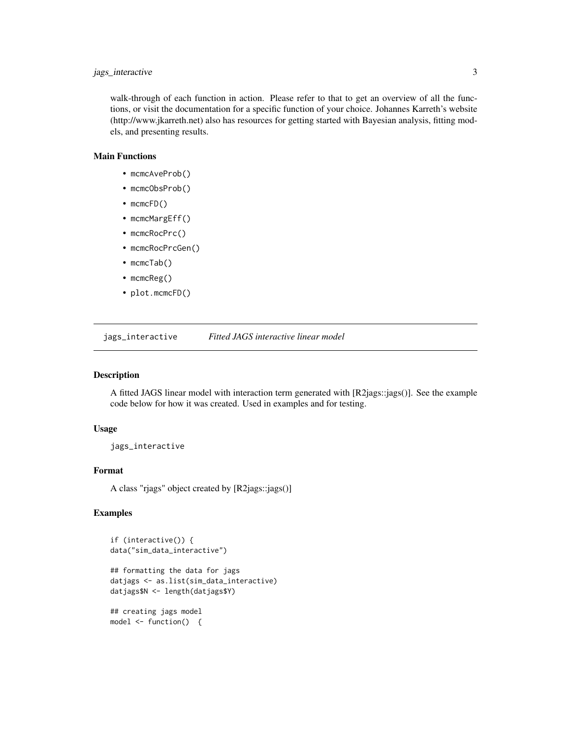walk-through of each function in action. Please refer to that to get an overview of all the functions, or visit the documentation for a specific function of your choice. Johannes Karreth's website (http://www.jkarreth.net) also has resources for getting started with Bayesian analysis, fitting models, and presenting results.

### Main Functions

- `mcmcAveProb()`
- `mcmcObsProb()`
- `mcmcFD()`
- `mcmcMargEff()`
- `mcmcRocPrc()`
- `mcmcRocPrcGen()`
- `mcmcTab()`
- `mcmcReg()`
- `plot.mcmcFD()`

## jags_interactive — *Fitted JAGS interactive linear model*

### Description

A fitted JAGS linear model with interaction term generated with [R2jags::jags()]. See the example code below for how it was created. Used in examples and for testing.

### Usage

```
jags_interactive
```

### Format

A class "rjags" object created by [R2jags::jags()]

### Examples

```
if (interactive()) {
data("sim_data_interactive")

## formatting the data for jags
datjags <- as.list(sim_data_interactive)
datjags$N <- length(datjags$Y)

## creating jags model
model <- function()  {
```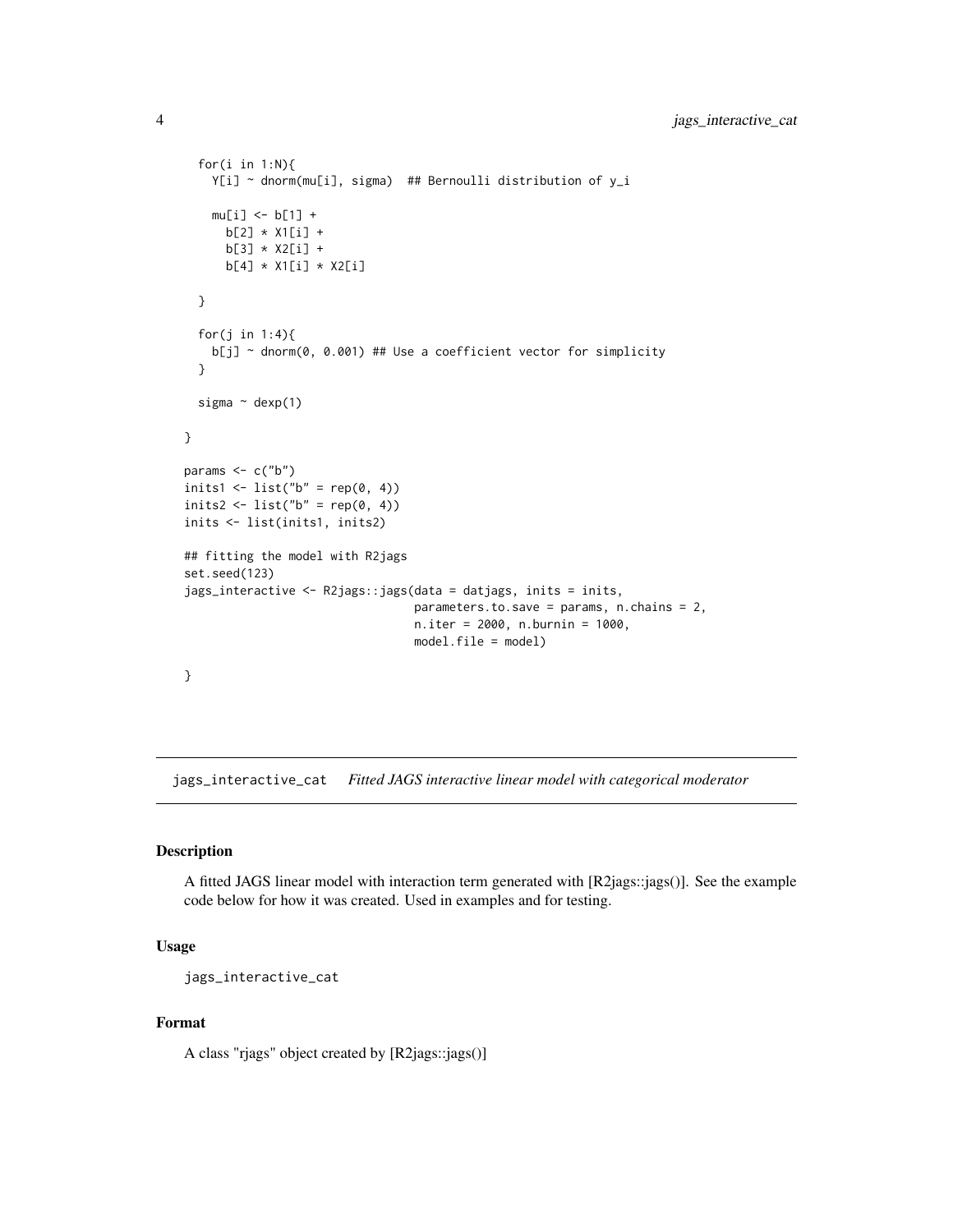```
  for(i in 1:N){
    Y[i] ~ dnorm(mu[i], sigma)  ## Bernoulli distribution of y_i

    mu[i] <- b[1] +
      b[2] * X1[i] +
      b[3] * X2[i] +
      b[4] * X1[i] * X2[i]

  }

  for(j in 1:4){
    b[j] ~ dnorm(0, 0.001) ## Use a coefficient vector for simplicity
  }

  sigma ~ dexp(1)

}

params <- c("b")
inits1 <- list("b" = rep(0, 4))
inits2 <- list("b" = rep(0, 4))
inits <- list(inits1, inits2)

## fitting the model with R2jags
set.seed(123)
jags_interactive <- R2jags::jags(data = datjags, inits = inits,
                                 parameters.to.save = params, n.chains = 2,
                                 n.iter = 2000, n.burnin = 1000,
                                 model.file = model)

}
```

## jags_interactive_cat *Fitted JAGS interactive linear model with categorical moderator*

### Description

A fitted JAGS linear model with interaction term generated with [R2jags::jags()]. See the example code below for how it was created. Used in examples and for testing.

### Usage

```
jags_interactive_cat
```

### Format

A class "rjags" object created by [R2jags::jags()]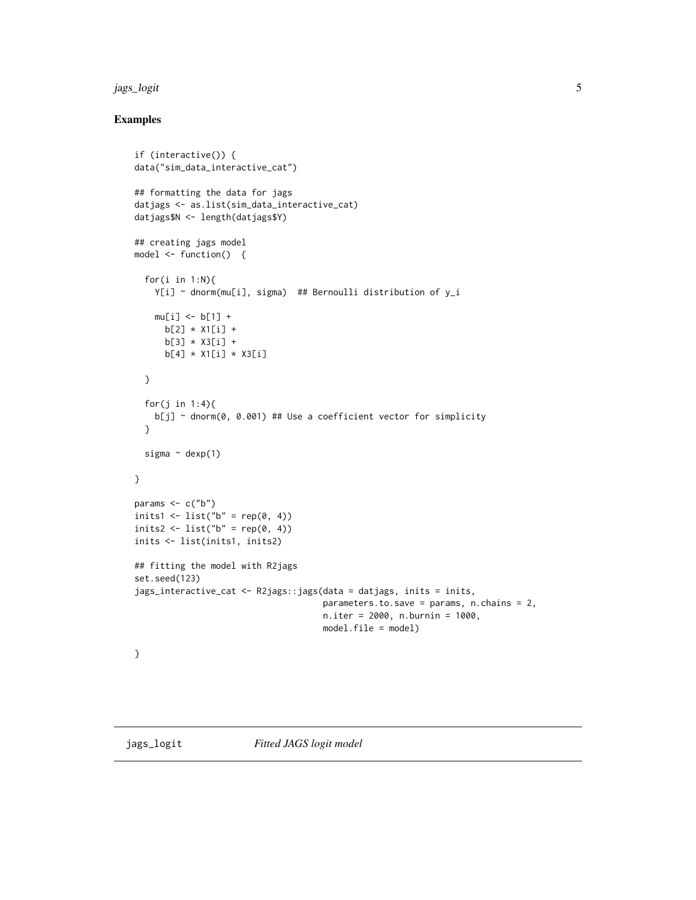## Examples

```
if (interactive()) {
data("sim_data_interactive_cat")

## formatting the data for jags
datjags <- as.list(sim_data_interactive_cat)
datjags$N <- length(datjags$Y)

## creating jags model
model <- function()  {

  for(i in 1:N){
    Y[i] ~ dnorm(mu[i], sigma)  ## Bernoulli distribution of y_i

    mu[i] <- b[1] +
      b[2] * X1[i] +
      b[3] * X3[i] +
      b[4] * X1[i] * X3[i]

  }

  for(j in 1:4){
    b[j] ~ dnorm(0, 0.001) ## Use a coefficient vector for simplicity
  }

  sigma ~ dexp(1)

}

params <- c("b")
inits1 <- list("b" = rep(0, 4))
inits2 <- list("b" = rep(0, 4))
inits <- list(inits1, inits2)

## fitting the model with R2jags
set.seed(123)
jags_interactive_cat <- R2jags::jags(data = datjags, inits = inits,
                                     parameters.to.save = params, n.chains = 2,
                                     n.iter = 2000, n.burnin = 1000,
                                     model.file = model)

}
```

---

jags_logit *Fitted JAGS logit model*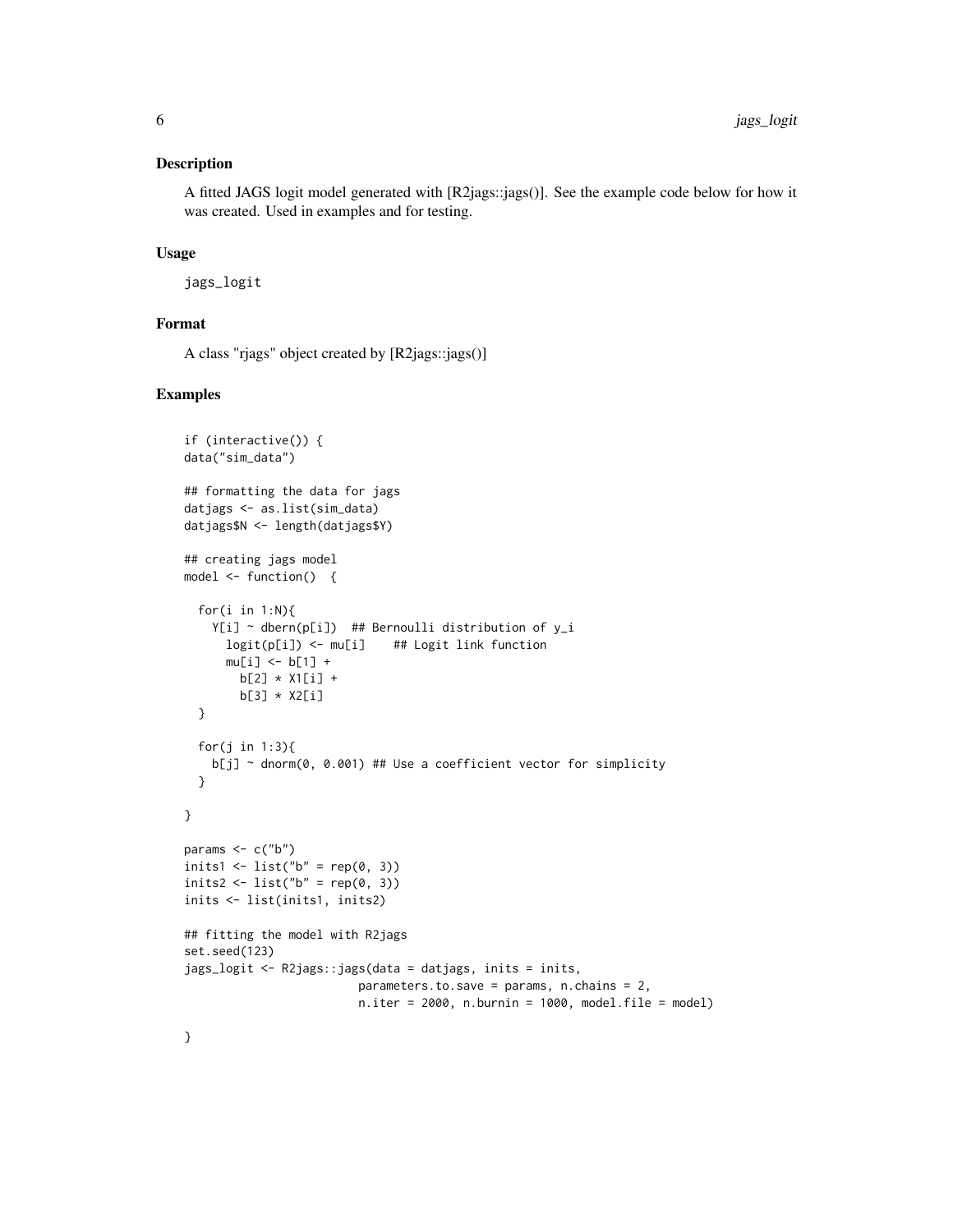## Description

A fitted JAGS logit model generated with [R2jags::jags()]. See the example code below for how it was created. Used in examples and for testing.

## Usage

```
jags_logit
```

## Format

A class "rjags" object created by [R2jags::jags()]

## Examples

```
if (interactive()) {
data("sim_data")

## formatting the data for jags
datjags <- as.list(sim_data)
datjags$N <- length(datjags$Y)

## creating jags model
model <- function()  {

  for(i in 1:N){
    Y[i] ~ dbern(p[i])  ## Bernoulli distribution of y_i
      logit(p[i]) <- mu[i]    ## Logit link function
      mu[i] <- b[1] +
        b[2] * X1[i] +
        b[3] * X2[i]
  }

  for(j in 1:3){
    b[j] ~ dnorm(0, 0.001) ## Use a coefficient vector for simplicity
  }

}

params <- c("b")
inits1 <- list("b" = rep(0, 3))
inits2 <- list("b" = rep(0, 3))
inits <- list(inits1, inits2)

## fitting the model with R2jags
set.seed(123)
jags_logit <- R2jags::jags(data = datjags, inits = inits,
                         parameters.to.save = params, n.chains = 2,
                         n.iter = 2000, n.burnin = 1000, model.file = model)

}
```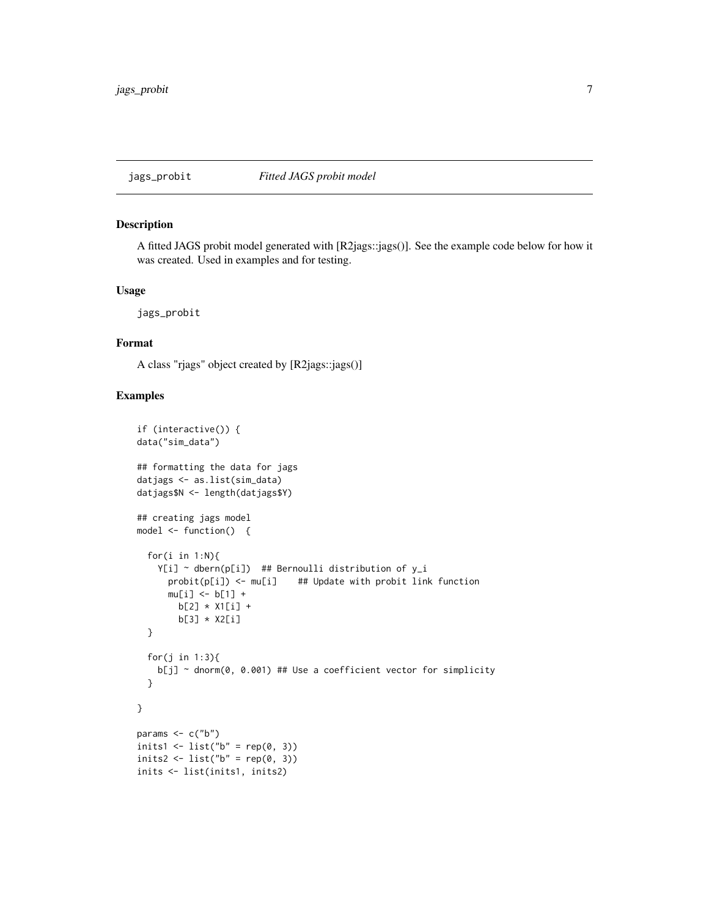# jags_probit *Fitted JAGS probit model*

## Description

A fitted JAGS probit model generated with [R2jags::jags()]. See the example code below for how it was created. Used in examples and for testing.

## Usage

```
jags_probit
```

## Format

A class "rjags" object created by [R2jags::jags()]

## Examples

```
if (interactive()) {
data("sim_data")

## formatting the data for jags
datjags <- as.list(sim_data)
datjags$N <- length(datjags$Y)

## creating jags model
model <- function()  {

  for(i in 1:N){
    Y[i] ~ dbern(p[i])  ## Bernoulli distribution of y_i
      probit(p[i]) <- mu[i]    ## Update with probit link function
      mu[i] <- b[1] +
        b[2] * X1[i] +
        b[3] * X2[i]
  }

  for(j in 1:3){
    b[j] ~ dnorm(0, 0.001) ## Use a coefficient vector for simplicity
  }

}

params <- c("b")
inits1 <- list("b" = rep(0, 3))
inits2 <- list("b" = rep(0, 3))
inits <- list(inits1, inits2)
```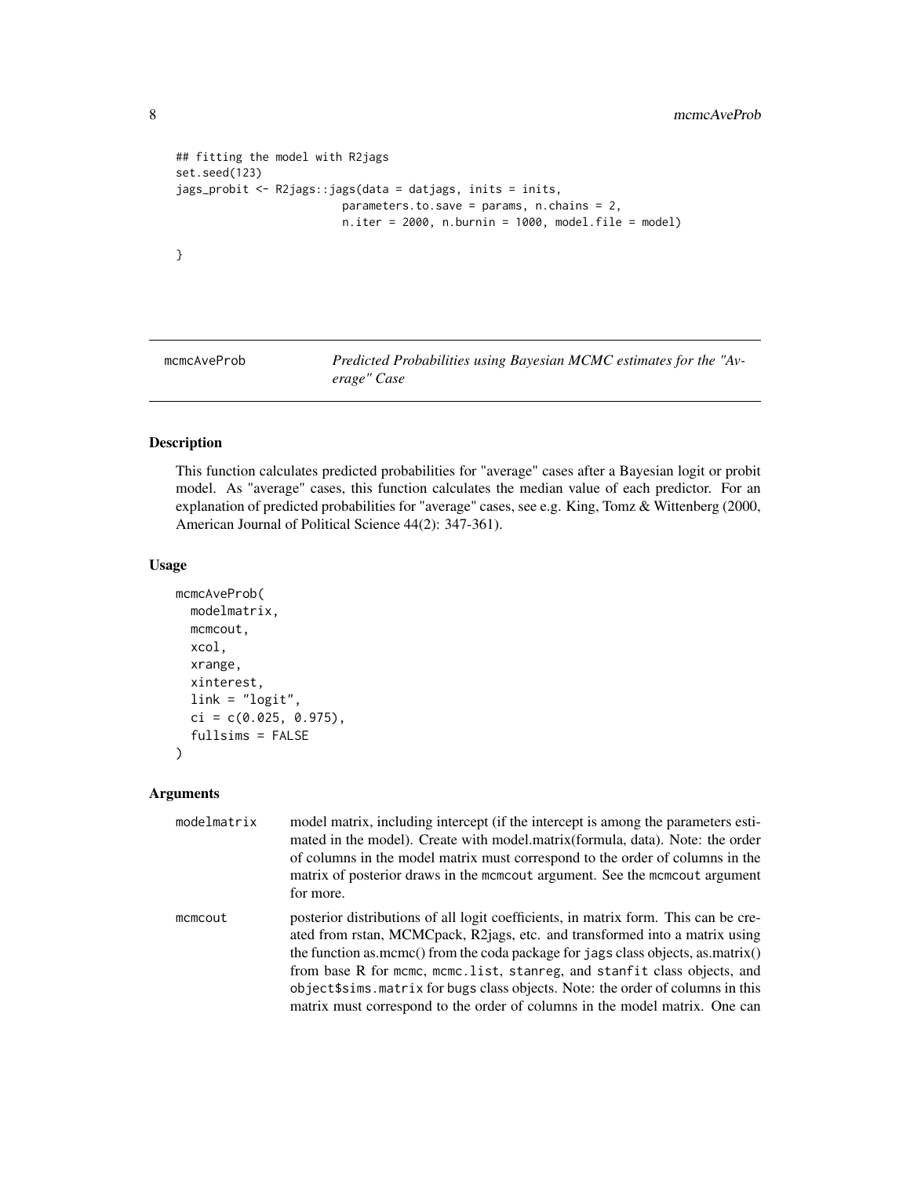```
## fitting the model with R2jags
set.seed(123)
jags_probit <- R2jags::jags(data = datjags, inits = inits,
                         parameters.to.save = params, n.chains = 2,
                         n.iter = 2000, n.burnin = 1000, model.file = model)

}
```

## mcmcAveProb    *Predicted Probabilities using Bayesian MCMC estimates for the "Average" Case*

### Description

This function calculates predicted probabilities for "average" cases after a Bayesian logit or probit model. As "average" cases, this function calculates the median value of each predictor. For an explanation of predicted probabilities for "average" cases, see e.g. King, Tomz & Wittenberg (2000, American Journal of Political Science 44(2): 347-361).

### Usage

```
mcmcAveProb(
  modelmatrix,
  mcmcout,
  xcol,
  xrange,
  xinterest,
  link = "logit",
  ci = c(0.025, 0.975),
  fullsims = FALSE
)
```

### Arguments

**modelmatrix** model matrix, including intercept (if the intercept is among the parameters estimated in the model). Create with model.matrix(formula, data). Note: the order of columns in the model matrix must correspond to the order of columns in the matrix of posterior draws in the `mcmcout` argument. See the `mcmcout` argument for more.

**mcmcout** posterior distributions of all logit coefficients, in matrix form. This can be created from rstan, MCMCpack, R2jags, etc. and transformed into a matrix using the function as.mcmc() from the coda package for `jags` class objects, as.matrix() from base R for `mcmc`, `mcmc.list`, `stanreg`, and `stanfit` class objects, and `object$sims.matrix` for `bugs` class objects. Note: the order of columns in this matrix must correspond to the order of columns in the model matrix. One can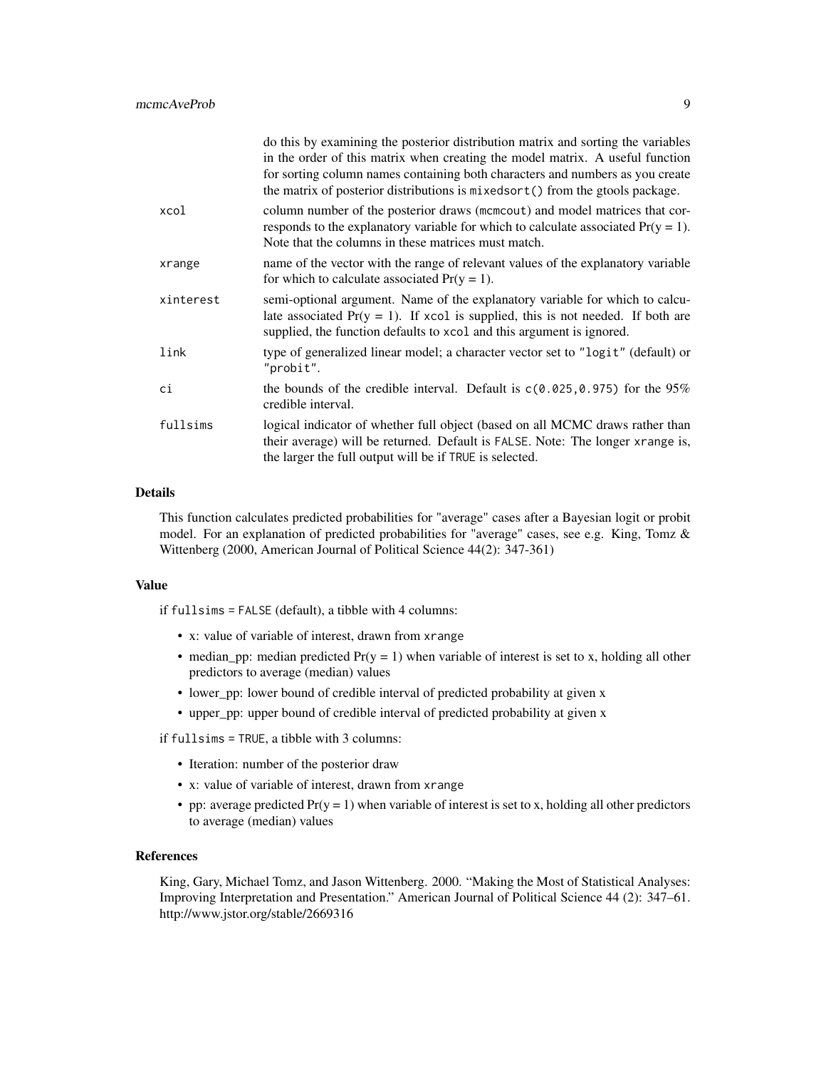do this by examining the posterior distribution matrix and sorting the variables in the order of this matrix when creating the model matrix. A useful function for sorting column names containing both characters and numbers as you create the matrix of posterior distributions is `mixedsort()` from the gtools package.

- `xcol`: column number of the posterior draws (`mcmcout`) and model matrices that corresponds to the explanatory variable for which to calculate associated $\Pr(y = 1)$. Note that the columns in these matrices must match.
- `xrange`: name of the vector with the range of relevant values of the explanatory variable for which to calculate associated $\Pr(y = 1)$.
- `xinterest`: semi-optional argument. Name of the explanatory variable for which to calculate associated $\Pr(y = 1)$. If `xcol` is supplied, this is not needed. If both are supplied, the function defaults to `xcol` and this argument is ignored.
- `link`: type of generalized linear model; a character vector set to `"logit"` (default) or `"probit"`.
- `ci`: the bounds of the credible interval. Default is `c(0.025,0.975)` for the 95% credible interval.
- `fullsims`: logical indicator of whether full object (based on all MCMC draws rather than their average) will be returned. Default is `FALSE`. Note: The longer `xrange` is, the larger the full output will be if `TRUE` is selected.

## Details

This function calculates predicted probabilities for "average" cases after a Bayesian logit or probit model. For an explanation of predicted probabilities for "average" cases, see e.g. King, Tomz & Wittenberg (2000, American Journal of Political Science 44(2): 347-361)

## Value

if `fullsims = FALSE` (default), a tibble with 4 columns:

- x: value of variable of interest, drawn from `xrange`
- median_pp: median predicted $\Pr(y = 1)$ when variable of interest is set to x, holding all other predictors to average (median) values
- lower_pp: lower bound of credible interval of predicted probability at given x
- upper_pp: upper bound of credible interval of predicted probability at given x

if `fullsims = TRUE`, a tibble with 3 columns:

- Iteration: number of the posterior draw
- x: value of variable of interest, drawn from `xrange`
- pp: average predicted $\Pr(y = 1)$ when variable of interest is set to x, holding all other predictors to average (median) values

## References

King, Gary, Michael Tomz, and Jason Wittenberg. 2000. "Making the Most of Statistical Analyses: Improving Interpretation and Presentation." American Journal of Political Science 44 (2): 347–61. http://www.jstor.org/stable/2669316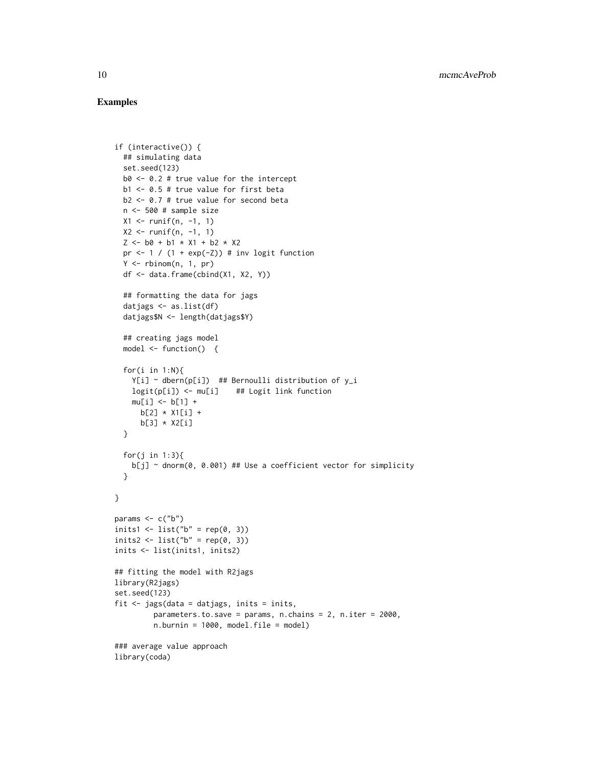## Examples

```
if (interactive()) {
  ## simulating data
  set.seed(123)
  b0 <- 0.2 # true value for the intercept
  b1 <- 0.5 # true value for first beta
  b2 <- 0.7 # true value for second beta
  n <- 500 # sample size
  X1 <- runif(n, -1, 1)
  X2 <- runif(n, -1, 1)
  Z <- b0 + b1 * X1 + b2 * X2
  pr <- 1 / (1 + exp(-Z)) # inv logit function
  Y <- rbinom(n, 1, pr)
  df <- data.frame(cbind(X1, X2, Y))

  ## formatting the data for jags
  datjags <- as.list(df)
  datjags$N <- length(datjags$Y)

  ## creating jags model
  model <- function()  {

  for(i in 1:N){
    Y[i] ~ dbern(p[i])  ## Bernoulli distribution of y_i
    logit(p[i]) <- mu[i]    ## Logit link function
    mu[i] <- b[1] +
      b[2] * X1[i] +
      b[3] * X2[i]
  }

  for(j in 1:3){
    b[j] ~ dnorm(0, 0.001) ## Use a coefficient vector for simplicity
  }

}

params <- c("b")
inits1 <- list("b" = rep(0, 3))
inits2 <- list("b" = rep(0, 3))
inits <- list(inits1, inits2)

## fitting the model with R2jags
library(R2jags)
set.seed(123)
fit <- jags(data = datjags, inits = inits,
         parameters.to.save = params, n.chains = 2, n.iter = 2000,
         n.burnin = 1000, model.file = model)

### average value approach
library(coda)
```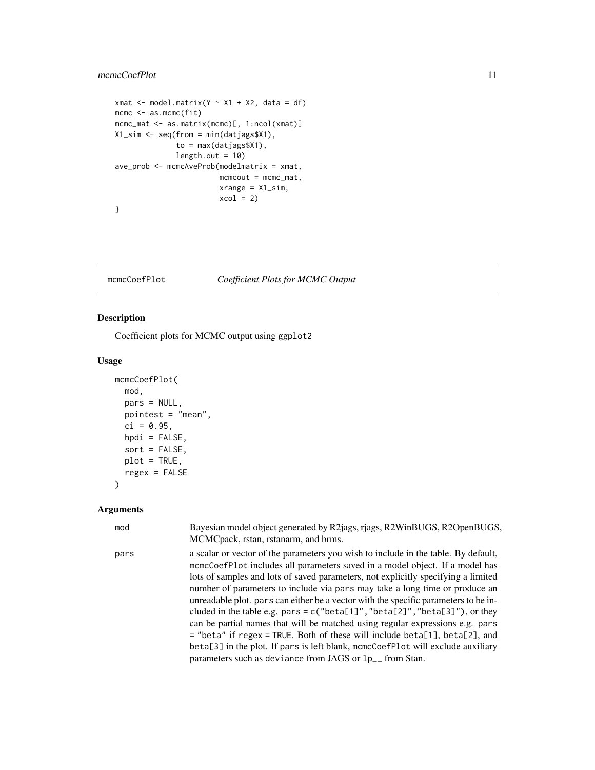```
xmat <- model.matrix(Y ~ X1 + X2, data = df)
mcmc <- as.mcmc(fit)
mcmc_mat <- as.matrix(mcmc)[, 1:ncol(xmat)]
X1_sim <- seq(from = min(datjags$X1),
              to = max(datjags$X1),
              length.out = 10)
ave_prob <- mcmcAveProb(modelmatrix = xmat,
                        mcmcout = mcmc_mat,
                        xrange = X1_sim,
                        xcol = 2)
}
```

---

## mcmcCoefPlot — *Coefficient Plots for MCMC Output*

---

### Description

Coefficient plots for MCMC output using ggplot2

### Usage

```
mcmcCoefPlot(
  mod,
  pars = NULL,
  pointest = "mean",
  ci = 0.95,
  hpdi = FALSE,
  sort = FALSE,
  plot = TRUE,
  regex = FALSE
)
```

### Arguments

| | |
|---|---|
| mod | Bayesian model object generated by R2jags, rjags, R2WinBUGS, R2OpenBUGS, MCMCpack, rstan, rstanarm, and brms. |
| pars | a scalar or vector of the parameters you wish to include in the table. By default, mcmcCoefPlot includes all parameters saved in a model object. If a model has lots of samples and lots of saved parameters, not explicitly specifying a limited number of parameters to include via pars may take a long time or produce an unreadable plot. pars can either be a vector with the specific parameters to be included in the table e.g. pars = c("beta[1]","beta[2]","beta[3]"), or they can be partial names that will be matched using regular expressions e.g. pars = "beta" if regex = TRUE. Both of these will include beta[1], beta[2], and beta[3] in the plot. If pars is left blank, mcmcCoefPlot will exclude auxiliary parameters such as deviance from JAGS or lp__ from Stan. |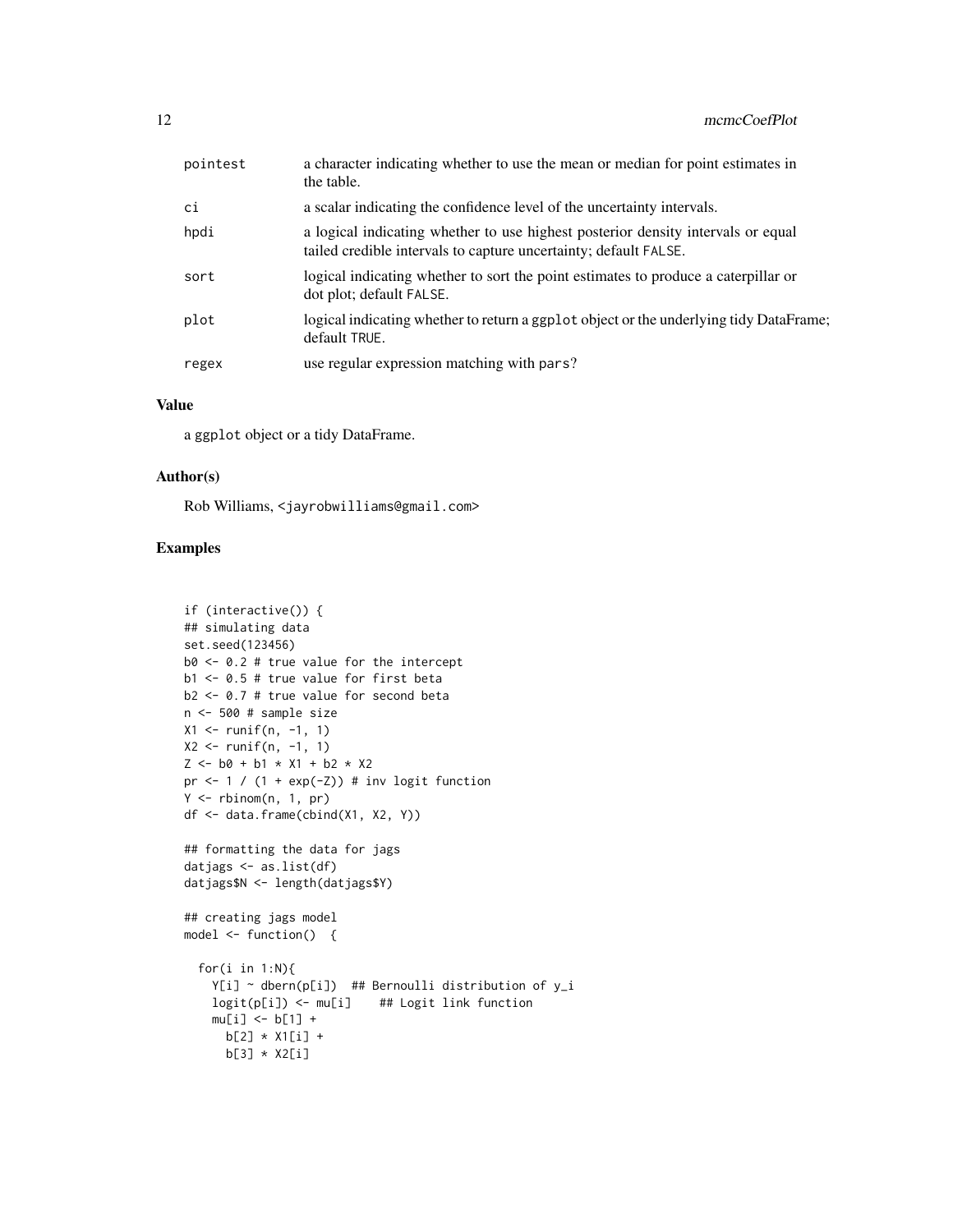| | |
|---|---|
| pointest | a character indicating whether to use the mean or median for point estimates in the table. |
| ci | a scalar indicating the confidence level of the uncertainty intervals. |
| hpdi | a logical indicating whether to use highest posterior density intervals or equal tailed credible intervals to capture uncertainty; default FALSE. |
| sort | logical indicating whether to sort the point estimates to produce a caterpillar or dot plot; default FALSE. |
| plot | logical indicating whether to return a ggplot object or the underlying tidy DataFrame; default TRUE. |
| regex | use regular expression matching with pars? |

### Value

a ggplot object or a tidy DataFrame.

### Author(s)

Rob Williams, <jayrobwilliams@gmail.com>

### Examples

```
if (interactive()) {
## simulating data
set.seed(123456)
b0 <- 0.2 # true value for the intercept
b1 <- 0.5 # true value for first beta
b2 <- 0.7 # true value for second beta
n <- 500 # sample size
X1 <- runif(n, -1, 1)
X2 <- runif(n, -1, 1)
Z <- b0 + b1 * X1 + b2 * X2
pr <- 1 / (1 + exp(-Z)) # inv logit function
Y <- rbinom(n, 1, pr)
df <- data.frame(cbind(X1, X2, Y))

## formatting the data for jags
datjags <- as.list(df)
datjags$N <- length(datjags$Y)

## creating jags model
model <- function()  {

  for(i in 1:N){
    Y[i] ~ dbern(p[i])  ## Bernoulli distribution of y_i
    logit(p[i]) <- mu[i]    ## Logit link function
    mu[i] <- b[1] +
      b[2] * X1[i] +
      b[3] * X2[i]
```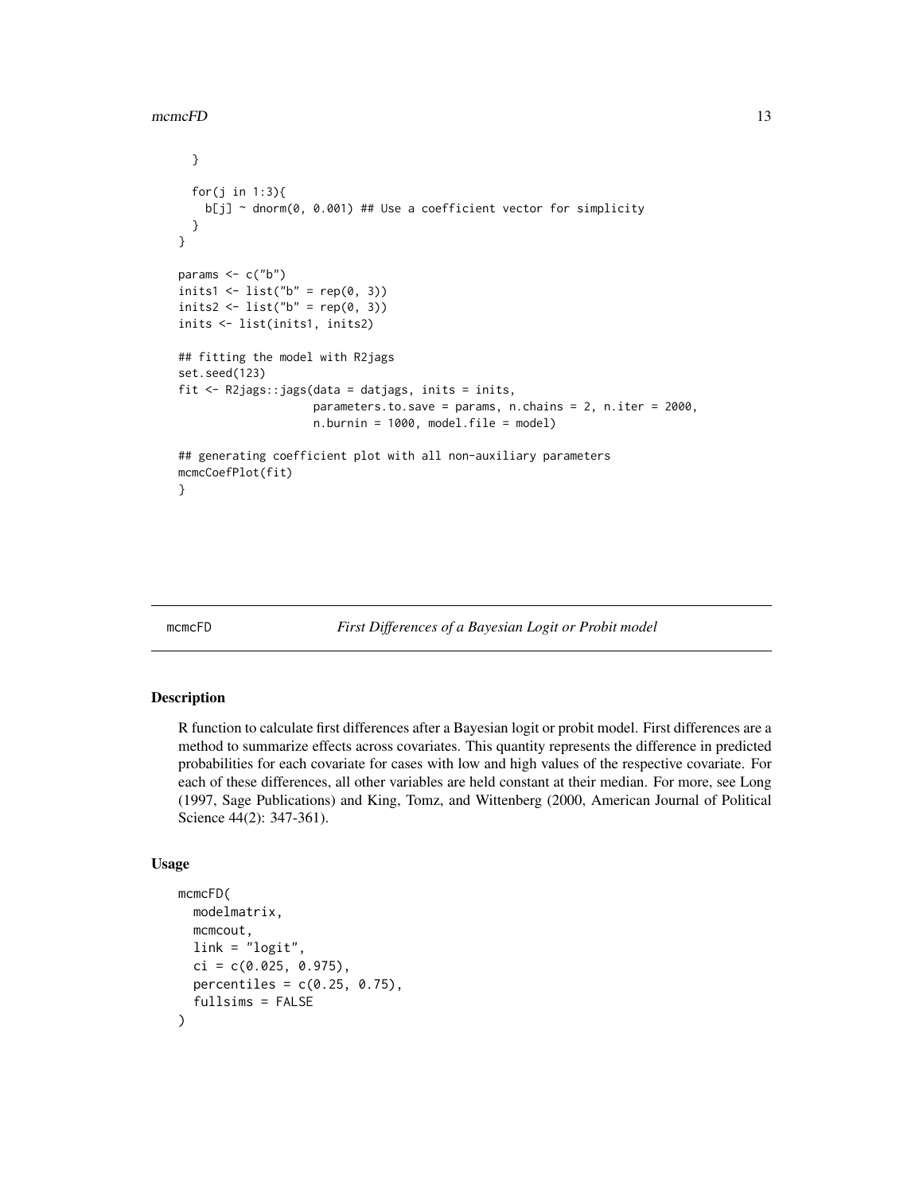```
  }

  for(j in 1:3){
    b[j] ~ dnorm(0, 0.001) ## Use a coefficient vector for simplicity
  }
}

params <- c("b")
inits1 <- list("b" = rep(0, 3))
inits2 <- list("b" = rep(0, 3))
inits <- list(inits1, inits2)

## fitting the model with R2jags
set.seed(123)
fit <- R2jags::jags(data = datjags, inits = inits,
                    parameters.to.save = params, n.chains = 2, n.iter = 2000,
                    n.burnin = 1000, model.file = model)

## generating coefficient plot with all non-auxiliary parameters
mcmcCoefPlot(fit)
}
```

## mcmcFD — *First Differences of a Bayesian Logit or Probit model*

### Description

R function to calculate first differences after a Bayesian logit or probit model. First differences are a method to summarize effects across covariates. This quantity represents the difference in predicted probabilities for each covariate for cases with low and high values of the respective covariate. For each of these differences, all other variables are held constant at their median. For more, see Long (1997, Sage Publications) and King, Tomz, and Wittenberg (2000, American Journal of Political Science 44(2): 347-361).

### Usage

```
mcmcFD(
  modelmatrix,
  mcmcout,
  link = "logit",
  ci = c(0.025, 0.975),
  percentiles = c(0.25, 0.75),
  fullsims = FALSE
)
```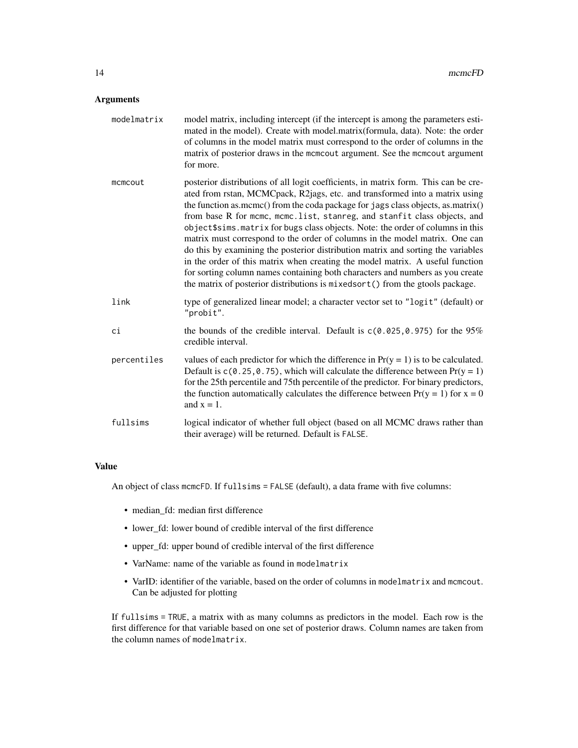## Arguments

**modelmatrix** model matrix, including intercept (if the intercept is among the parameters estimated in the model). Create with model.matrix(formula, data). Note: the order of columns in the model matrix must correspond to the order of columns in the matrix of posterior draws in the `mcmcout` argument. See the `mcmcout` argument for more.

**mcmcout** posterior distributions of all logit coefficients, in matrix form. This can be created from rstan, MCMCpack, R2jags, etc. and transformed into a matrix using the function as.mcmc() from the coda package for `jags` class objects, as.matrix() from base R for `mcmc`, `mcmc.list`, `stanreg`, and `stanfit` class objects, and `object$sims.matrix` for `bugs` class objects. Note: the order of columns in this matrix must correspond to the order of columns in the model matrix. One can do this by examining the posterior distribution matrix and sorting the variables in the order of this matrix when creating the model matrix. A useful function for sorting column names containing both characters and numbers as you create the matrix of posterior distributions is `mixedsort()` from the gtools package.

**link** type of generalized linear model; a character vector set to `"logit"` (default) or `"probit"`.

**ci** the bounds of the credible interval. Default is `c(0.025,0.975)` for the 95% credible interval.

**percentiles** values of each predictor for which the difference in Pr(y = 1) is to be calculated. Default is `c(0.25,0.75)`, which will calculate the difference between Pr(y = 1) for the 25th percentile and 75th percentile of the predictor. For binary predictors, the function automatically calculates the difference between Pr(y = 1) for x = 0 and x = 1.

**fullsims** logical indicator of whether full object (based on all MCMC draws rather than their average) will be returned. Default is `FALSE`.

## Value

An object of class `mcmcFD`. If `fullsims = FALSE` (default), a data frame with five columns:

- median_fd: median first difference
- lower_fd: lower bound of credible interval of the first difference
- upper_fd: upper bound of credible interval of the first difference
- VarName: name of the variable as found in `modelmatrix`
- VarID: identifier of the variable, based on the order of columns in `modelmatrix` and `mcmcout`. Can be adjusted for plotting

If `fullsims = TRUE`, a matrix with as many columns as predictors in the model. Each row is the first difference for that variable based on one set of posterior draws. Column names are taken from the column names of `modelmatrix`.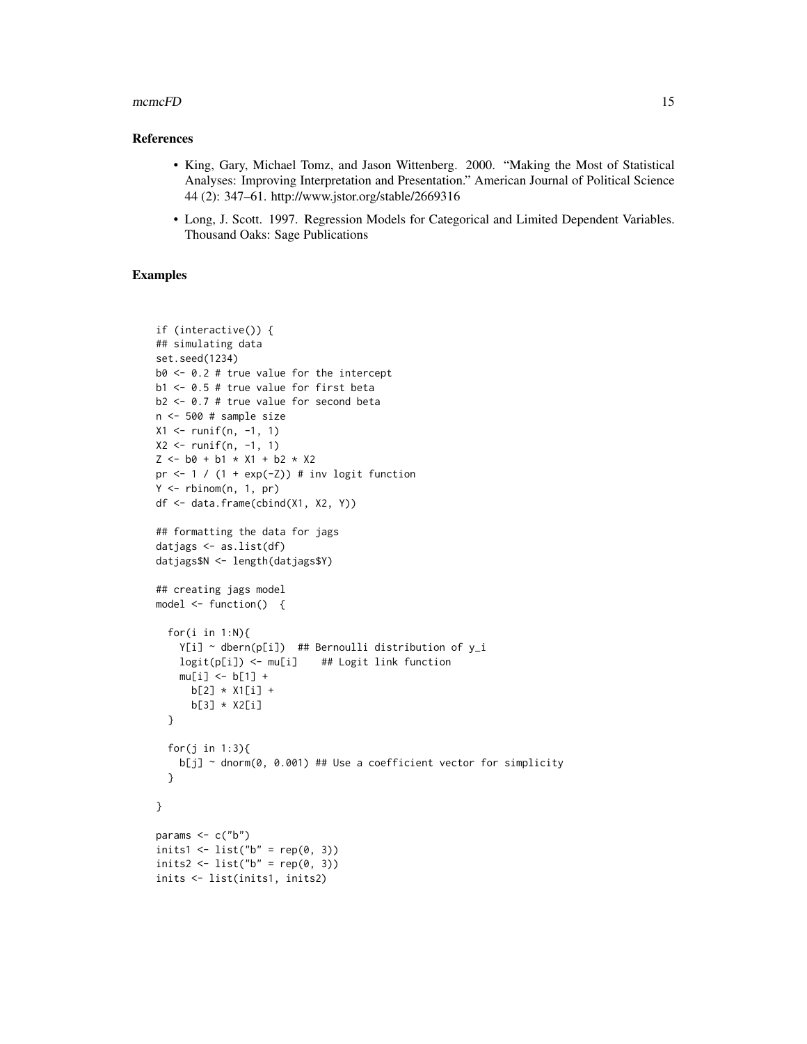## References

- King, Gary, Michael Tomz, and Jason Wittenberg. 2000. "Making the Most of Statistical Analyses: Improving Interpretation and Presentation." American Journal of Political Science 44 (2): 347–61. http://www.jstor.org/stable/2669316
- Long, J. Scott. 1997. Regression Models for Categorical and Limited Dependent Variables. Thousand Oaks: Sage Publications

## Examples

```
if (interactive()) {
## simulating data
set.seed(1234)
b0 <- 0.2 # true value for the intercept
b1 <- 0.5 # true value for first beta
b2 <- 0.7 # true value for second beta
n <- 500 # sample size
X1 <- runif(n, -1, 1)
X2 <- runif(n, -1, 1)
Z <- b0 + b1 * X1 + b2 * X2
pr <- 1 / (1 + exp(-Z)) # inv logit function
Y <- rbinom(n, 1, pr)
df <- data.frame(cbind(X1, X2, Y))

## formatting the data for jags
datjags <- as.list(df)
datjags$N <- length(datjags$Y)

## creating jags model
model <- function()  {

  for(i in 1:N){
    Y[i] ~ dbern(p[i])  ## Bernoulli distribution of y_i
    logit(p[i]) <- mu[i]    ## Logit link function
    mu[i] <- b[1] +
      b[2] * X1[i] +
      b[3] * X2[i]
  }

  for(j in 1:3){
    b[j] ~ dnorm(0, 0.001) ## Use a coefficient vector for simplicity
  }

}

params <- c("b")
inits1 <- list("b" = rep(0, 3))
inits2 <- list("b" = rep(0, 3))
inits <- list(inits1, inits2)
```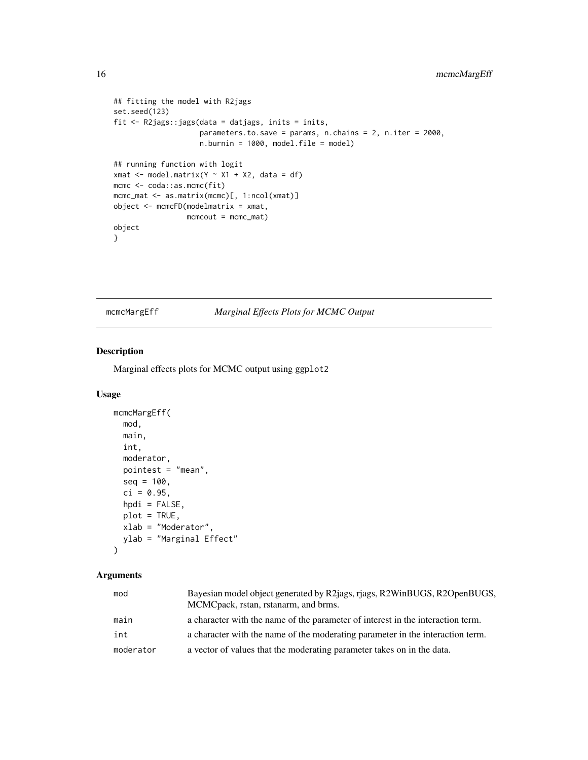```
## fitting the model with R2jags
set.seed(123)
fit <- R2jags::jags(data = datjags, inits = inits,
                    parameters.to.save = params, n.chains = 2, n.iter = 2000,
                    n.burnin = 1000, model.file = model)

## running function with logit
xmat <- model.matrix(Y ~ X1 + X2, data = df)
mcmc <- coda::as.mcmc(fit)
mcmc_mat <- as.matrix(mcmc)[, 1:ncol(xmat)]
object <- mcmcFD(modelmatrix = xmat,
                 mcmcout = mcmc_mat)
object
}
```

---

## mcmcMargEff — *Marginal Effects Plots for MCMC Output*

### Description

Marginal effects plots for MCMC output using ggplot2

### Usage

```
mcmcMargEff(
  mod,
  main,
  int,
  moderator,
  pointest = "mean",
  seq = 100,
  ci = 0.95,
  hpdi = FALSE,
  plot = TRUE,
  xlab = "Moderator",
  ylab = "Marginal Effect"
)
```

### Arguments

| | |
|---|---|
| mod | Bayesian model object generated by R2jags, rjags, R2WinBUGS, R2OpenBUGS, MCMCpack, rstan, rstanarm, and brms. |
| main | a character with the name of the parameter of interest in the interaction term. |
| int | a character with the name of the moderating parameter in the interaction term. |
| moderator | a vector of values that the moderating parameter takes on in the data. |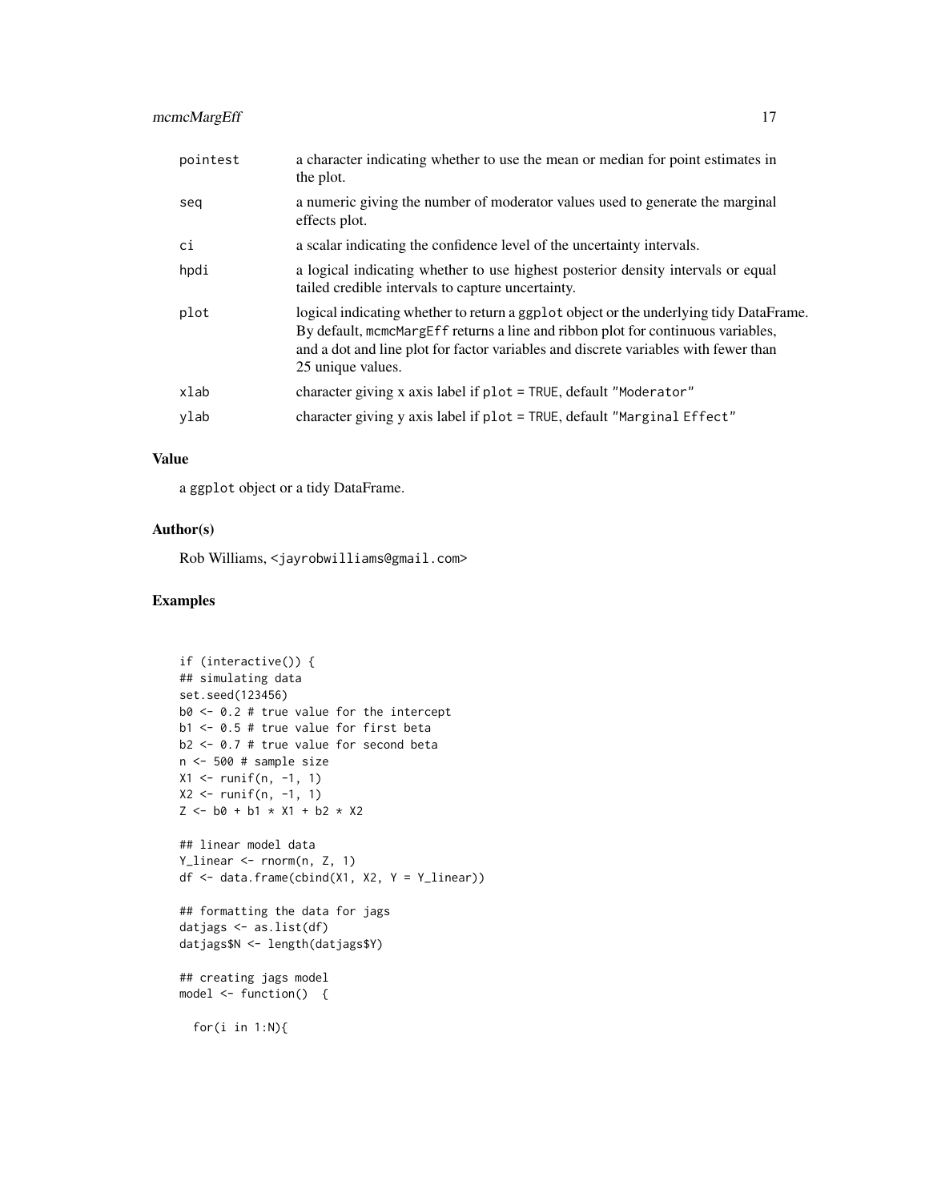| | |
|---|---|
| pointest | a character indicating whether to use the mean or median for point estimates in the plot. |
| seq | a numeric giving the number of moderator values used to generate the marginal effects plot. |
| ci | a scalar indicating the confidence level of the uncertainty intervals. |
| hpdi | a logical indicating whether to use highest posterior density intervals or equal tailed credible intervals to capture uncertainty. |
| plot | logical indicating whether to return a ggplot object or the underlying tidy DataFrame. By default, mcmcMargEff returns a line and ribbon plot for continuous variables, and a dot and line plot for factor variables and discrete variables with fewer than 25 unique values. |
| xlab | character giving x axis label if plot = TRUE, default "Moderator" |
| ylab | character giving y axis label if plot = TRUE, default "Marginal Effect" |

### Value

a ggplot object or a tidy DataFrame.

### Author(s)

Rob Williams, <jayrobwilliams@gmail.com>

### Examples

```
if (interactive()) {
## simulating data
set.seed(123456)
b0 <- 0.2 # true value for the intercept
b1 <- 0.5 # true value for first beta
b2 <- 0.7 # true value for second beta
n <- 500 # sample size
X1 <- runif(n, -1, 1)
X2 <- runif(n, -1, 1)
Z <- b0 + b1 * X1 + b2 * X2

## linear model data
Y_linear <- rnorm(n, Z, 1)
df <- data.frame(cbind(X1, X2, Y = Y_linear))

## formatting the data for jags
datjags <- as.list(df)
datjags$N <- length(datjags$Y)

## creating jags model
model <- function()  {

  for(i in 1:N){
```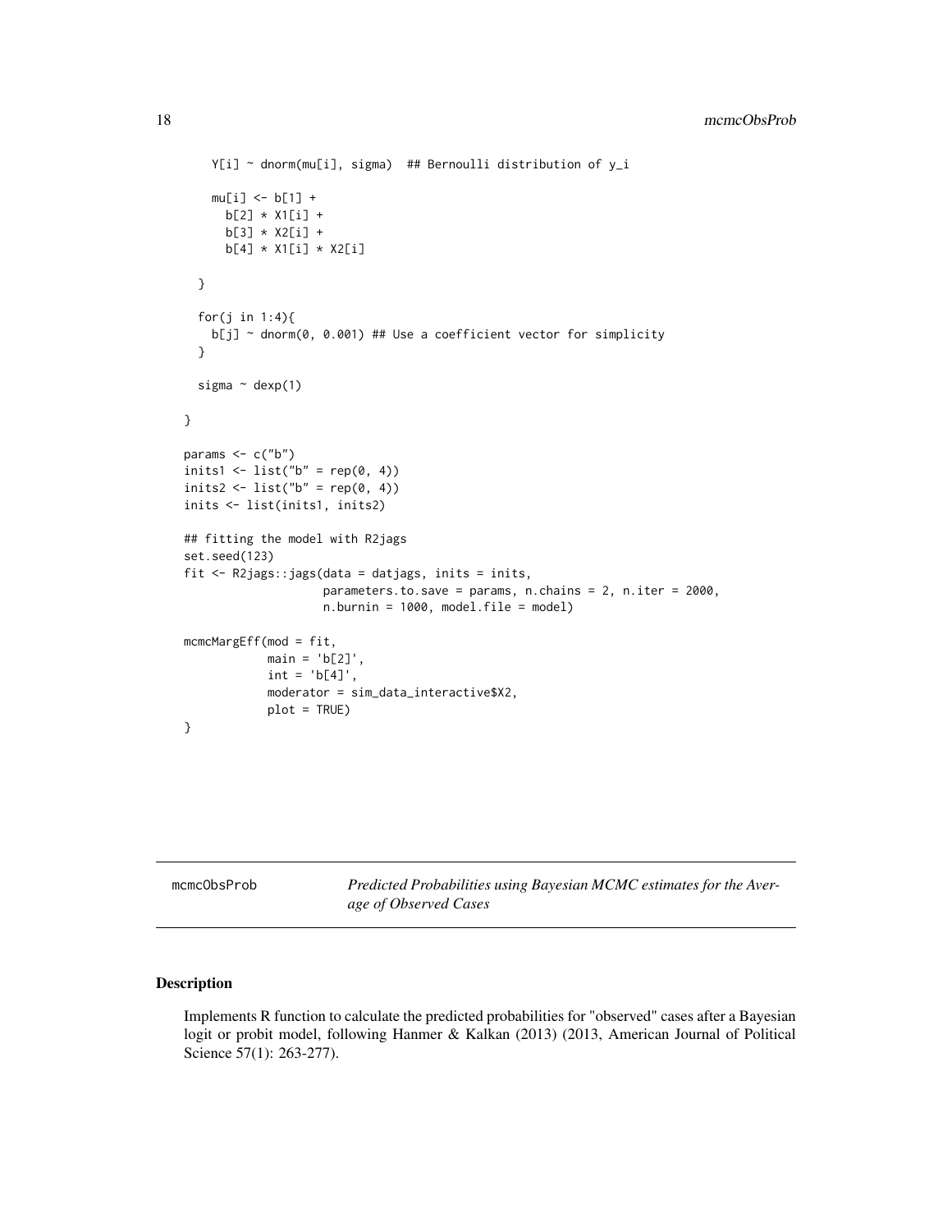```
    Y[i] ~ dnorm(mu[i], sigma)  ## Bernoulli distribution of y_i

    mu[i] <- b[1] +
      b[2] * X1[i] +
      b[3] * X2[i] +
      b[4] * X1[i] * X2[i]

  }

  for(j in 1:4){
    b[j] ~ dnorm(0, 0.001) ## Use a coefficient vector for simplicity
  }

  sigma ~ dexp(1)

}

params <- c("b")
inits1 <- list("b" = rep(0, 4))
inits2 <- list("b" = rep(0, 4))
inits <- list(inits1, inits2)

## fitting the model with R2jags
set.seed(123)
fit <- R2jags::jags(data = datjags, inits = inits,
                    parameters.to.save = params, n.chains = 2, n.iter = 2000,
                    n.burnin = 1000, model.file = model)

mcmcMargEff(mod = fit,
            main = 'b[2]',
            int = 'b[4]',
            moderator = sim_data_interactive$X2,
            plot = TRUE)
}
```

## mcmcObsProb *Predicted Probabilities using Bayesian MCMC estimates for the Average of Observed Cases*

### Description

Implements R function to calculate the predicted probabilities for "observed" cases after a Bayesian logit or probit model, following Hanmer & Kalkan (2013) (2013, American Journal of Political Science 57(1): 263-277).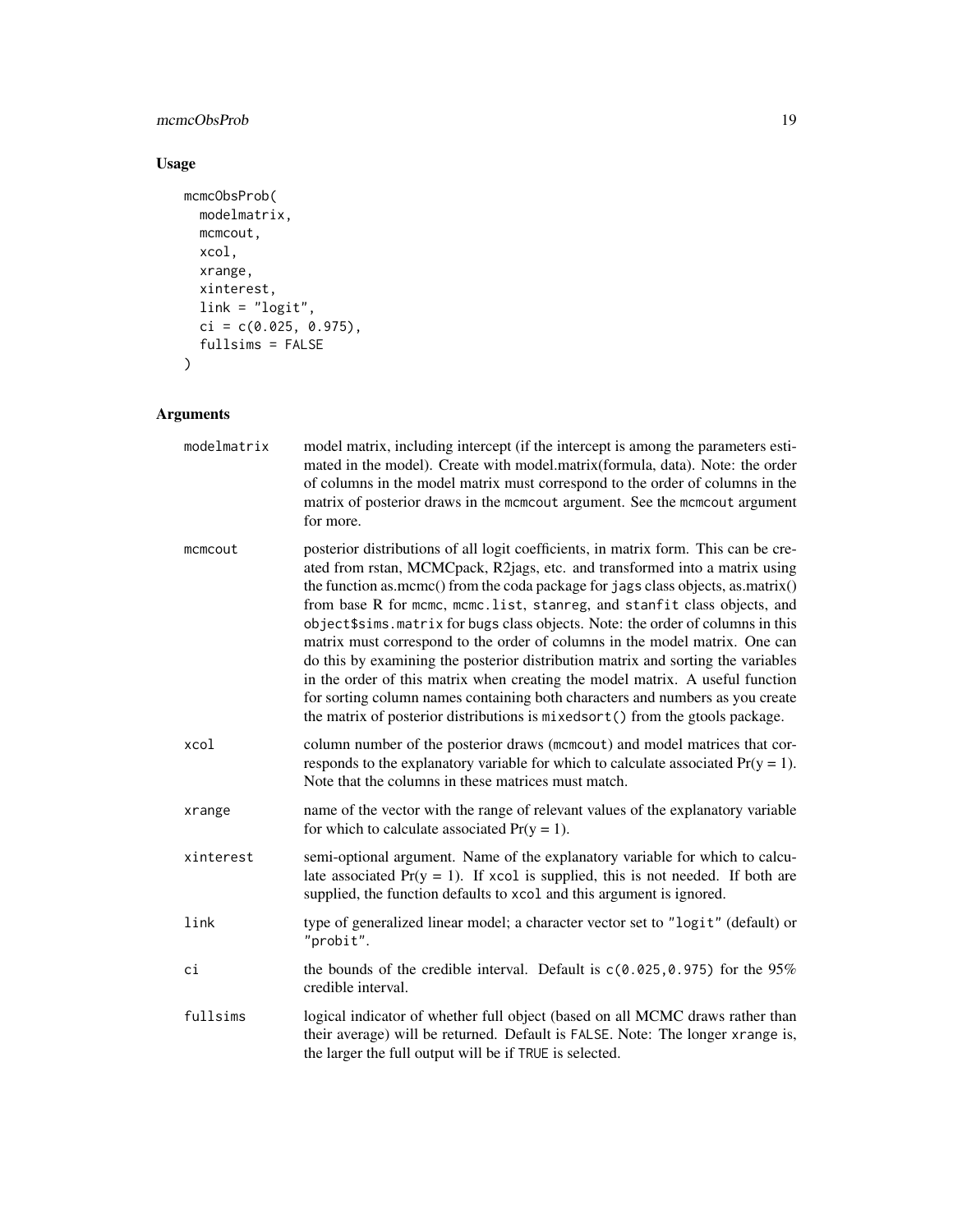## Usage

```
mcmcObsProb(
  modelmatrix,
  mcmcout,
  xcol,
  xrange,
  xinterest,
  link = "logit",
  ci = c(0.025, 0.975),
  fullsims = FALSE
)
```

## Arguments

| | |
|---|---|
| `modelmatrix` | model matrix, including intercept (if the intercept is among the parameters estimated in the model). Create with model.matrix(formula, data). Note: the order of columns in the model matrix must correspond to the order of columns in the matrix of posterior draws in the `mcmcout` argument. See the `mcmcout` argument for more. |
| `mcmcout` | posterior distributions of all logit coefficients, in matrix form. This can be created from rstan, MCMCpack, R2jags, etc. and transformed into a matrix using the function as.mcmc() from the coda package for `jags` class objects, as.matrix() from base R for `mcmc`, `mcmc.list`, `stanreg`, and `stanfit` class objects, and `object$sims.matrix` for `bugs` class objects. Note: the order of columns in this matrix must correspond to the order of columns in the model matrix. One can do this by examining the posterior distribution matrix and sorting the variables in the order of this matrix when creating the model matrix. A useful function for sorting column names containing both characters and numbers as you create the matrix of posterior distributions is `mixedsort()` from the gtools package. |
| `xcol` | column number of the posterior draws (`mcmcout`) and model matrices that corresponds to the explanatory variable for which to calculate associated Pr(y = 1). Note that the columns in these matrices must match. |
| `xrange` | name of the vector with the range of relevant values of the explanatory variable for which to calculate associated Pr(y = 1). |
| `xinterest` | semi-optional argument. Name of the explanatory variable for which to calculate associated Pr(y = 1). If `xcol` is supplied, this is not needed. If both are supplied, the function defaults to `xcol` and this argument is ignored. |
| `link` | type of generalized linear model; a character vector set to `"logit"` (default) or `"probit"`. |
| `ci` | the bounds of the credible interval. Default is `c(0.025,0.975)` for the 95% credible interval. |
| `fullsims` | logical indicator of whether full object (based on all MCMC draws rather than their average) will be returned. Default is `FALSE`. Note: The longer `xrange` is, the larger the full output will be if `TRUE` is selected. |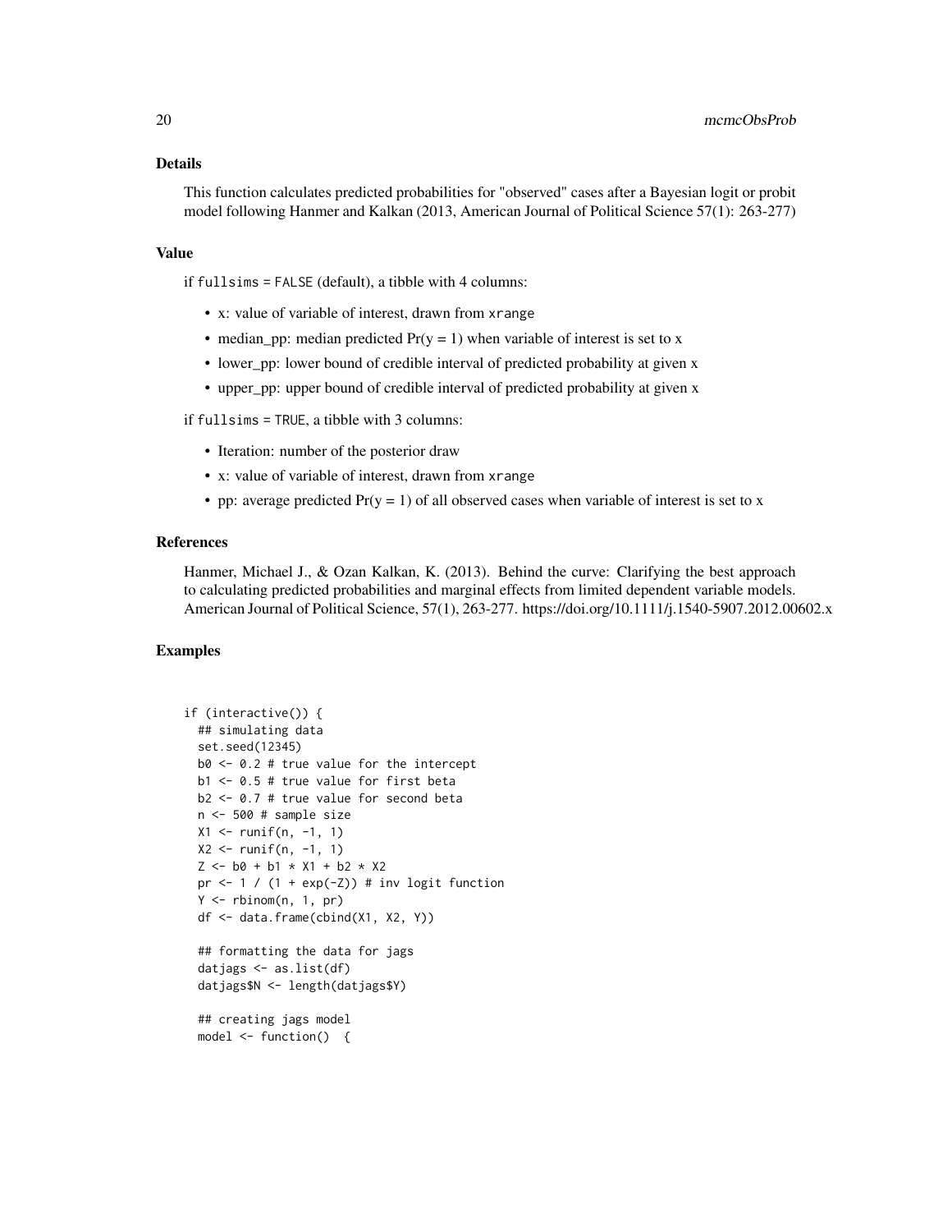### Details

This function calculates predicted probabilities for "observed" cases after a Bayesian logit or probit model following Hanmer and Kalkan (2013, American Journal of Political Science 57(1): 263-277)

### Value

if `fullsims = FALSE` (default), a tibble with 4 columns:

- x: value of variable of interest, drawn from `xrange`
- median_pp: median predicted Pr(y = 1) when variable of interest is set to x
- lower_pp: lower bound of credible interval of predicted probability at given x
- upper_pp: upper bound of credible interval of predicted probability at given x

if `fullsims = TRUE`, a tibble with 3 columns:

- Iteration: number of the posterior draw
- x: value of variable of interest, drawn from `xrange`
- pp: average predicted Pr(y = 1) of all observed cases when variable of interest is set to x

### References

Hanmer, Michael J., & Ozan Kalkan, K. (2013). Behind the curve: Clarifying the best approach to calculating predicted probabilities and marginal effects from limited dependent variable models. American Journal of Political Science, 57(1), 263-277. https://doi.org/10.1111/j.1540-5907.2012.00602.x

### Examples

```
if (interactive()) {
  ## simulating data
  set.seed(12345)
  b0 <- 0.2 # true value for the intercept
  b1 <- 0.5 # true value for first beta
  b2 <- 0.7 # true value for second beta
  n <- 500 # sample size
  X1 <- runif(n, -1, 1)
  X2 <- runif(n, -1, 1)
  Z <- b0 + b1 * X1 + b2 * X2
  pr <- 1 / (1 + exp(-Z)) # inv logit function
  Y <- rbinom(n, 1, pr)
  df <- data.frame(cbind(X1, X2, Y))

  ## formatting the data for jags
  datjags <- as.list(df)
  datjags$N <- length(datjags$Y)

  ## creating jags model
  model <- function()  {
```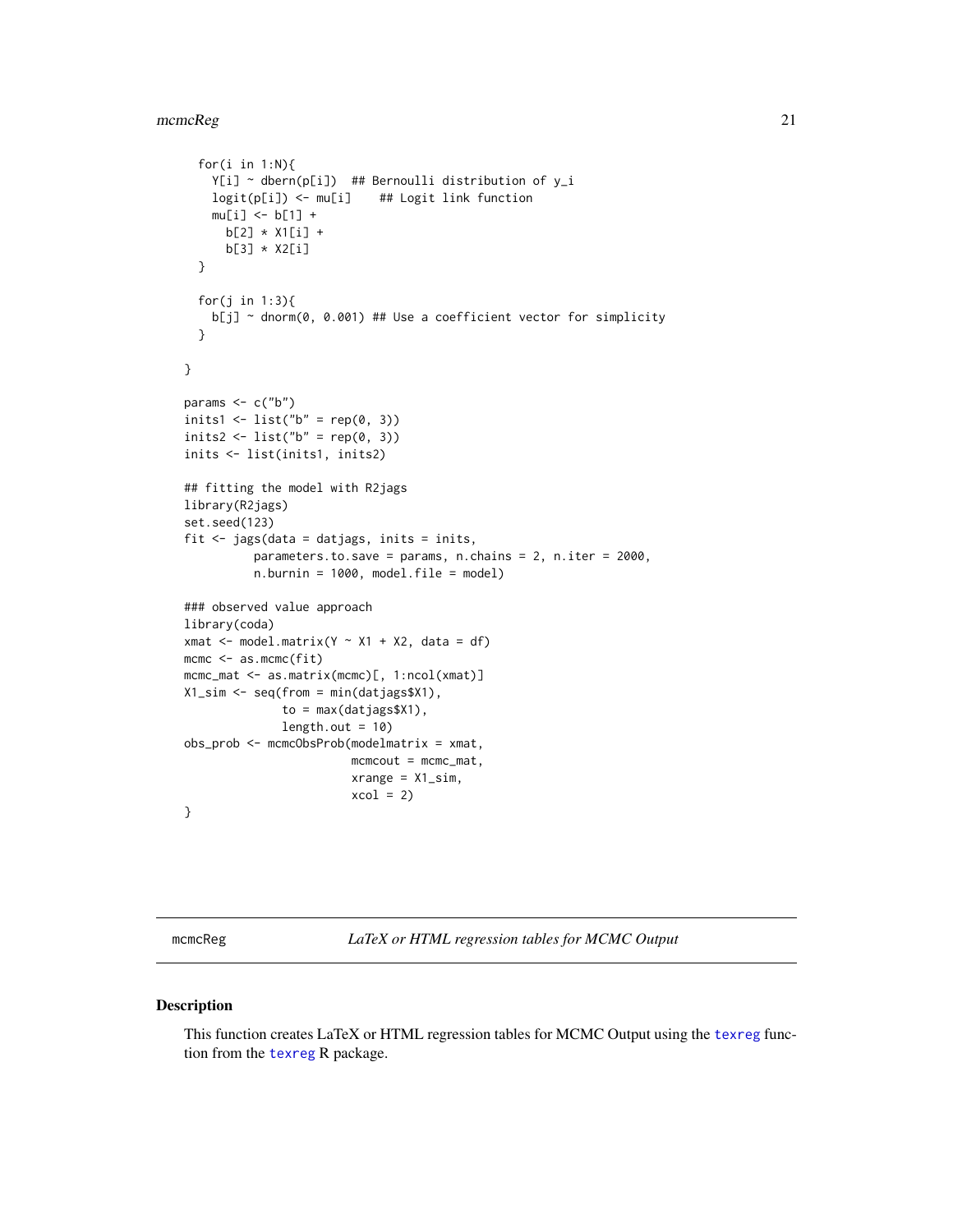```
  for(i in 1:N){
    Y[i] ~ dbern(p[i])  ## Bernoulli distribution of y_i
    logit(p[i]) <- mu[i]    ## Logit link function
    mu[i] <- b[1] +
      b[2] * X1[i] +
      b[3] * X2[i]
  }

  for(j in 1:3){
    b[j] ~ dnorm(0, 0.001) ## Use a coefficient vector for simplicity
  }

}

params <- c("b")
inits1 <- list("b" = rep(0, 3))
inits2 <- list("b" = rep(0, 3))
inits <- list(inits1, inits2)

## fitting the model with R2jags
library(R2jags)
set.seed(123)
fit <- jags(data = datjags, inits = inits,
          parameters.to.save = params, n.chains = 2, n.iter = 2000,
          n.burnin = 1000, model.file = model)

### observed value approach
library(coda)
xmat <- model.matrix(Y ~ X1 + X2, data = df)
mcmc <- as.mcmc(fit)
mcmc_mat <- as.matrix(mcmc)[, 1:ncol(xmat)]
X1_sim <- seq(from = min(datjags$X1),
              to = max(datjags$X1),
              length.out = 10)
obs_prob <- mcmcObsProb(modelmatrix = xmat,
                        mcmcout = mcmc_mat,
                        xrange = X1_sim,
                        xcol = 2)
}
```

## mcmcReg — *LaTeX or HTML regression tables for MCMC Output*

### Description

This function creates LaTeX or HTML regression tables for MCMC Output using the texreg function from the texreg R package.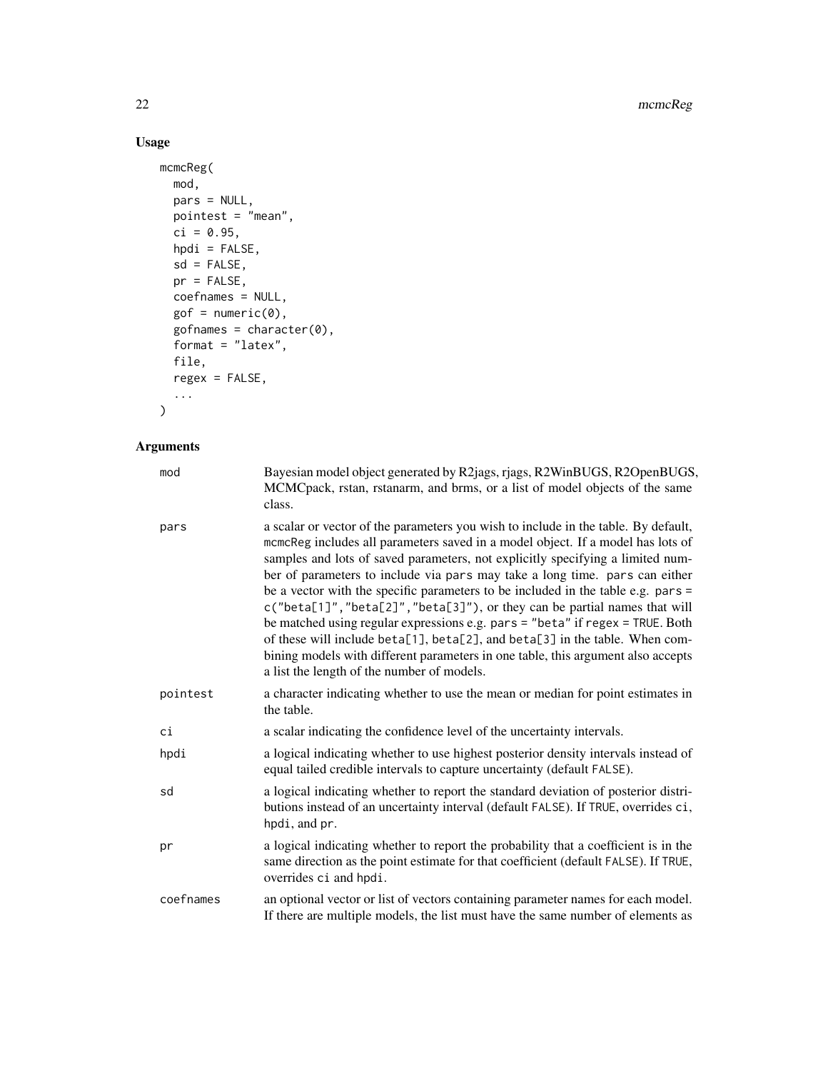## Usage

```
mcmcReg(
  mod,
  pars = NULL,
  pointest = "mean",
  ci = 0.95,
  hpdi = FALSE,
  sd = FALSE,
  pr = FALSE,
  coefnames = NULL,
  gof = numeric(0),
  gofnames = character(0),
  format = "latex",
  file,
  regex = FALSE,
  ...
)
```

## Arguments

| | |
|---|---|
| `mod` | Bayesian model object generated by R2jags, rjags, R2WinBUGS, R2OpenBUGS, MCMCpack, rstan, rstanarm, and brms, or a list of model objects of the same class. |
| `pars` | a scalar or vector of the parameters you wish to include in the table. By default, `mcmcReg` includes all parameters saved in a model object. If a model has lots of samples and lots of saved parameters, not explicitly specifying a limited number of parameters to include via `pars` may take a long time. `pars` can either be a vector with the specific parameters to be included in the table e.g. `pars = c("beta[1]","beta[2]","beta[3]")`, or they can be partial names that will be matched using regular expressions e.g. `pars = "beta"` if `regex = TRUE`. Both of these will include `beta[1]`, `beta[2]`, and `beta[3]` in the table. When combining models with different parameters in one table, this argument also accepts a list the length of the number of models. |
| `pointest` | a character indicating whether to use the mean or median for point estimates in the table. |
| `ci` | a scalar indicating the confidence level of the uncertainty intervals. |
| `hpdi` | a logical indicating whether to use highest posterior density intervals instead of equal tailed credible intervals to capture uncertainty (default `FALSE`). |
| `sd` | a logical indicating whether to report the standard deviation of posterior distributions instead of an uncertainty interval (default `FALSE`). If `TRUE`, overrides `ci`, `hpdi`, and `pr`. |
| `pr` | a logical indicating whether to report the probability that a coefficient is in the same direction as the point estimate for that coefficient (default `FALSE`). If `TRUE`, overrides `ci` and `hpdi`. |
| `coefnames` | an optional vector or list of vectors containing parameter names for each model. If there are multiple models, the list must have the same number of elements as |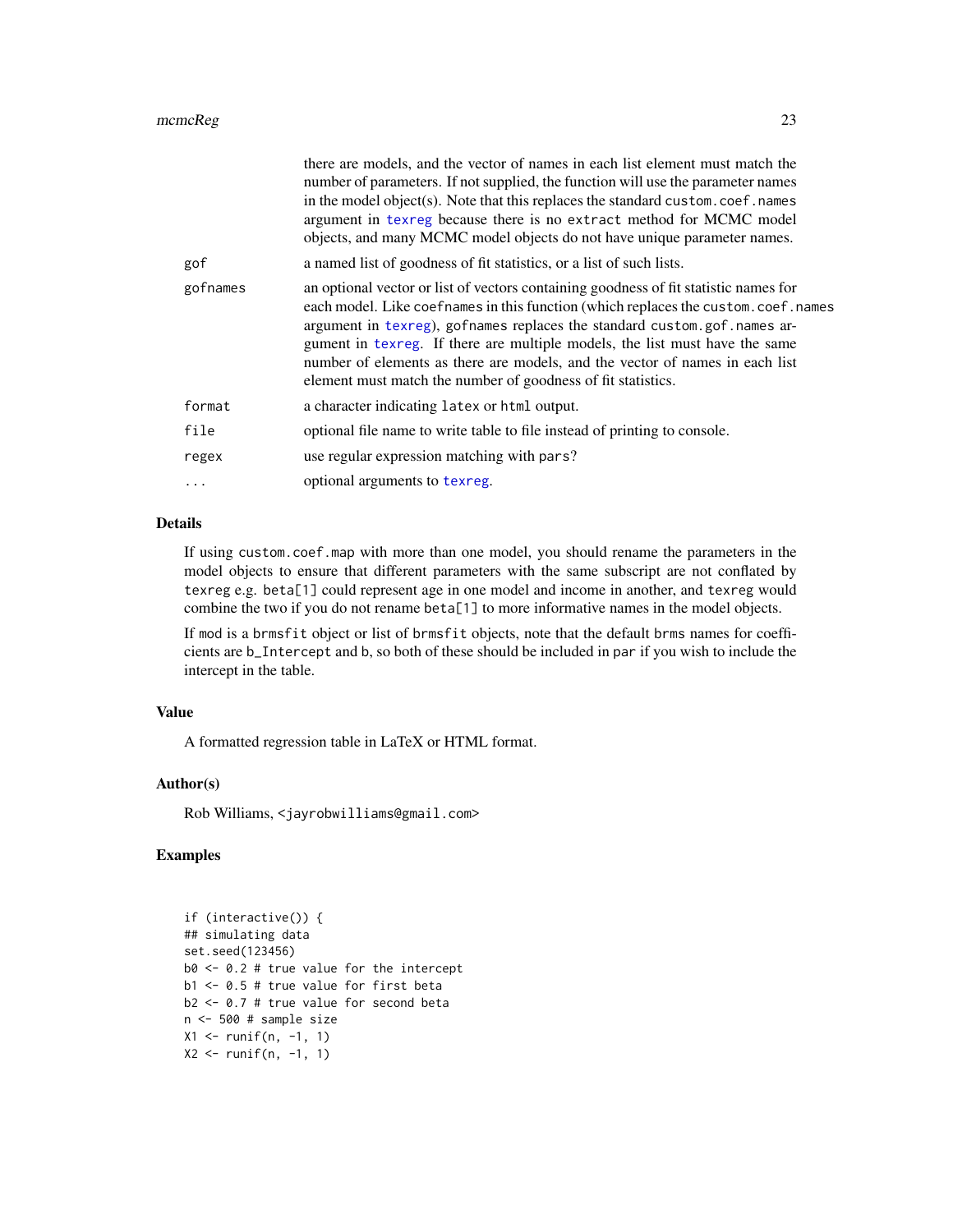there are models, and the vector of names in each list element must match the number of parameters. If not supplied, the function will use the parameter names in the model object(s). Note that this replaces the standard `custom.coef.names` argument in texreg because there is no `extract` method for MCMC model objects, and many MCMC model objects do not have unique parameter names.

| | |
|---|---|
| `gof` | a named list of goodness of fit statistics, or a list of such lists. |
| `gofnames` | an optional vector or list of vectors containing goodness of fit statistic names for each model. Like `coefnames` in this function (which replaces the `custom.coef.names` argument in texreg), `gofnames` replaces the standard `custom.gof.names` argument in texreg. If there are multiple models, the list must have the same number of elements as there are models, and the vector of names in each list element must match the number of goodness of fit statistics. |
| `format` | a character indicating `latex` or `html` output. |
| `file` | optional file name to write table to file instead of printing to console. |
| `regex` | use regular expression matching with `pars`? |
| `...` | optional arguments to texreg. |

## Details

If using `custom.coef.map` with more than one model, you should rename the parameters in the model objects to ensure that different parameters with the same subscript are not conflated by `texreg` e.g. `beta[1]` could represent age in one model and income in another, and `texreg` would combine the two if you do not rename `beta[1]` to more informative names in the model objects.

If `mod` is a `brmsfit` object or list of `brmsfit` objects, note that the default `brms` names for coefficients are `b_Intercept` and `b`, so both of these should be included in `par` if you wish to include the intercept in the table.

## Value

A formatted regression table in LaTeX or HTML format.

## Author(s)

Rob Williams, <jayrobwilliams@gmail.com>

## Examples

```
if (interactive()) {
## simulating data
set.seed(123456)
b0 <- 0.2 # true value for the intercept
b1 <- 0.5 # true value for first beta
b2 <- 0.7 # true value for second beta
n <- 500 # sample size
X1 <- runif(n, -1, 1)
X2 <- runif(n, -1, 1)
```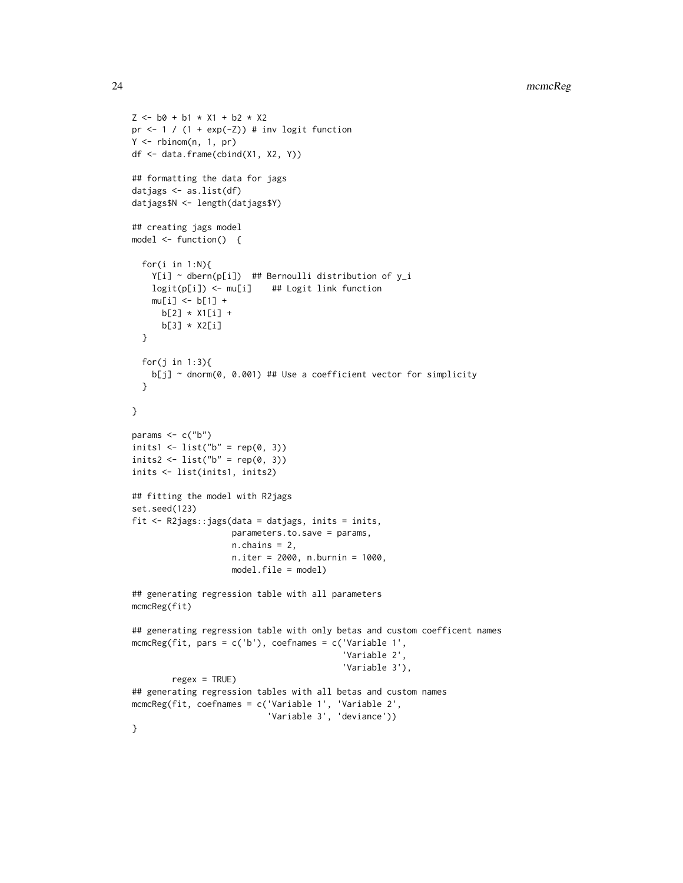```
Z <- b0 + b1 * X1 + b2 * X2
pr <- 1 / (1 + exp(-Z)) # inv logit function
Y <- rbinom(n, 1, pr)
df <- data.frame(cbind(X1, X2, Y))

## formatting the data for jags
datjags <- as.list(df)
datjags$N <- length(datjags$Y)

## creating jags model
model <- function()  {

  for(i in 1:N){
    Y[i] ~ dbern(p[i])  ## Bernoulli distribution of y_i
    logit(p[i]) <- mu[i]    ## Logit link function
    mu[i] <- b[1] +
      b[2] * X1[i] +
      b[3] * X2[i]
  }

  for(j in 1:3){
    b[j] ~ dnorm(0, 0.001) ## Use a coefficient vector for simplicity
  }

}

params <- c("b")
inits1 <- list("b" = rep(0, 3))
inits2 <- list("b" = rep(0, 3))
inits <- list(inits1, inits2)

## fitting the model with R2jags
set.seed(123)
fit <- R2jags::jags(data = datjags, inits = inits,
                    parameters.to.save = params,
                    n.chains = 2,
                    n.iter = 2000, n.burnin = 1000,
                    model.file = model)

## generating regression table with all parameters
mcmcReg(fit)

## generating regression table with only betas and custom coefficent names
mcmcReg(fit, pars = c('b'), coefnames = c('Variable 1',
                                          'Variable 2',
                                          'Variable 3'),
        regex = TRUE)
## generating regression tables with all betas and custom names
mcmcReg(fit, coefnames = c('Variable 1', 'Variable 2',
                           'Variable 3', 'deviance'))
}
```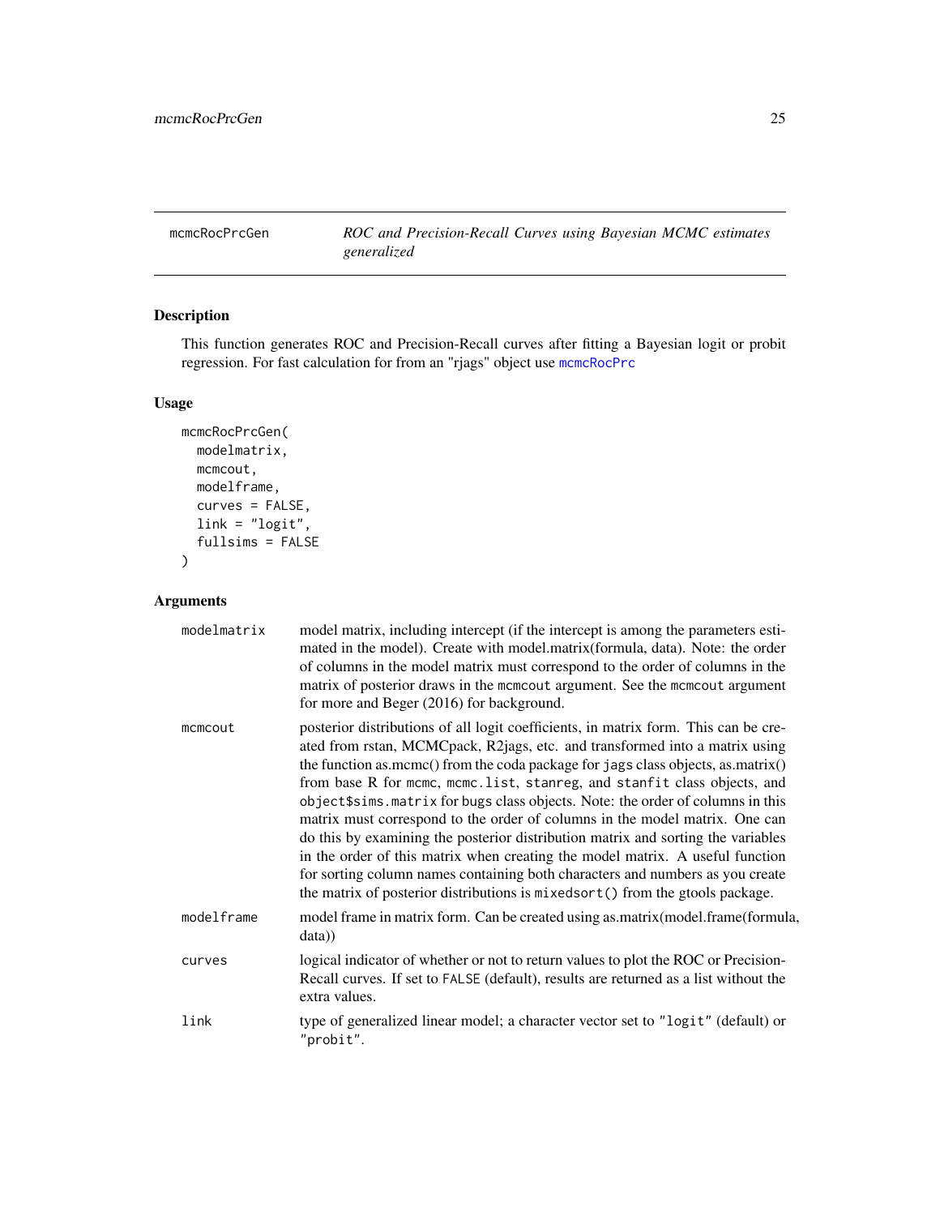## mcmcRocPrcGen

*ROC and Precision-Recall Curves using Bayesian MCMC estimates generalized*

### Description

This function generates ROC and Precision-Recall curves after fitting a Bayesian logit or probit regression. For fast calculation for from an "rjags" object use mcmcRocPrc

### Usage

```
mcmcRocPrcGen(
  modelmatrix,
  mcmcout,
  modelframe,
  curves = FALSE,
  link = "logit",
  fullsims = FALSE
)
```

### Arguments

| | |
|---|---|
| modelmatrix | model matrix, including intercept (if the intercept is among the parameters estimated in the model). Create with model.matrix(formula, data). Note: the order of columns in the model matrix must correspond to the order of columns in the matrix of posterior draws in the mcmcout argument. See the mcmcout argument for more and Beger (2016) for background. |
| mcmcout | posterior distributions of all logit coefficients, in matrix form. This can be created from rstan, MCMCpack, R2jags, etc. and transformed into a matrix using the function as.mcmc() from the coda package for jags class objects, as.matrix() from base R for mcmc, mcmc.list, stanreg, and stanfit class objects, and object$sims.matrix for bugs class objects. Note: the order of columns in this matrix must correspond to the order of columns in the model matrix. One can do this by examining the posterior distribution matrix and sorting the variables in the order of this matrix when creating the model matrix. A useful function for sorting column names containing both characters and numbers as you create the matrix of posterior distributions is mixedsort() from the gtools package. |
| modelframe | model frame in matrix form. Can be created using as.matrix(model.frame(formula, data)) |
| curves | logical indicator of whether or not to return values to plot the ROC or Precision-Recall curves. If set to FALSE (default), results are returned as a list without the extra values. |
| link | type of generalized linear model; a character vector set to "logit" (default) or "probit". |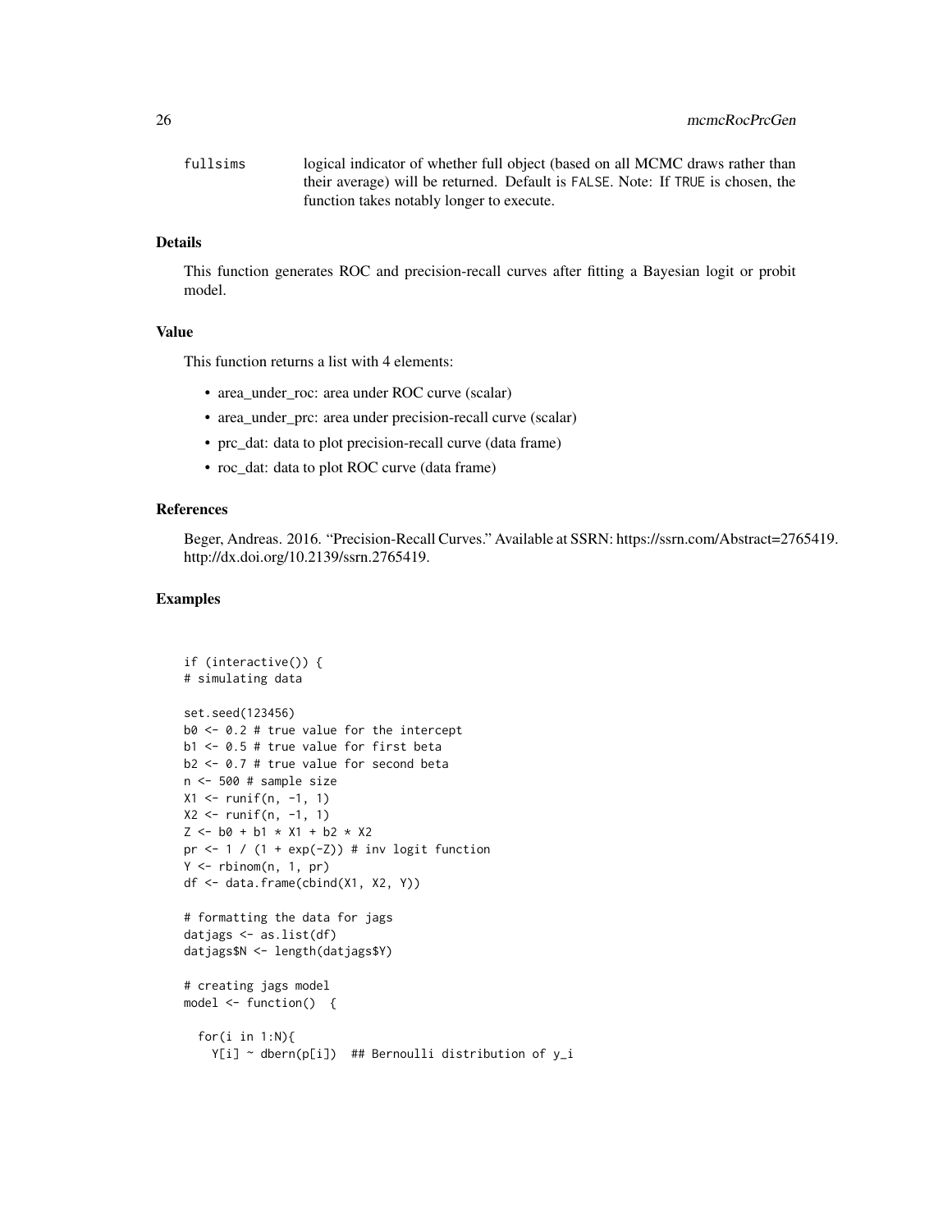fullsims	logical indicator of whether full object (based on all MCMC draws rather than their average) will be returned. Default is FALSE. Note: If TRUE is chosen, the function takes notably longer to execute.

### Details

This function generates ROC and precision-recall curves after fitting a Bayesian logit or probit model.

### Value

This function returns a list with 4 elements:

- area_under_roc: area under ROC curve (scalar)
- area_under_prc: area under precision-recall curve (scalar)
- prc_dat: data to plot precision-recall curve (data frame)
- roc_dat: data to plot ROC curve (data frame)

### References

Beger, Andreas. 2016. "Precision-Recall Curves." Available at SSRN: https://ssrn.com/Abstract=2765419. http://dx.doi.org/10.2139/ssrn.2765419.

### Examples

```
if (interactive()) {
# simulating data

set.seed(123456)
b0 <- 0.2 # true value for the intercept
b1 <- 0.5 # true value for first beta
b2 <- 0.7 # true value for second beta
n <- 500 # sample size
X1 <- runif(n, -1, 1)
X2 <- runif(n, -1, 1)
Z <- b0 + b1 * X1 + b2 * X2
pr <- 1 / (1 + exp(-Z)) # inv logit function
Y <- rbinom(n, 1, pr)
df <- data.frame(cbind(X1, X2, Y))

# formatting the data for jags
datjags <- as.list(df)
datjags$N <- length(datjags$Y)

# creating jags model
model <- function()  {

  for(i in 1:N){
    Y[i] ~ dbern(p[i])  ## Bernoulli distribution of y_i
```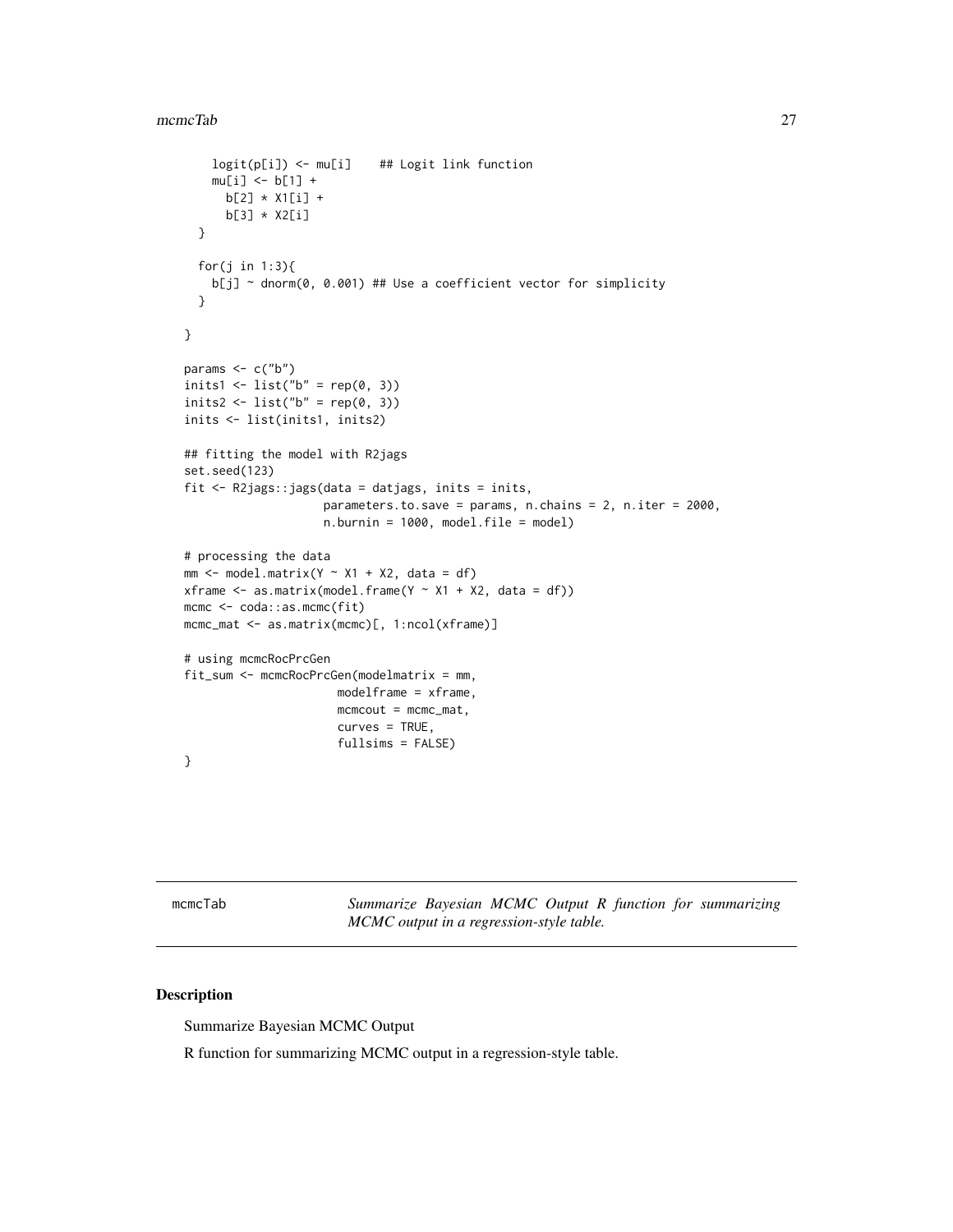```
    logit(p[i]) <- mu[i]    ## Logit link function
    mu[i] <- b[1] +
      b[2] * X1[i] +
      b[3] * X2[i]
  }

  for(j in 1:3){
    b[j] ~ dnorm(0, 0.001) ## Use a coefficient vector for simplicity
  }

}

params <- c("b")
inits1 <- list("b" = rep(0, 3))
inits2 <- list("b" = rep(0, 3))
inits <- list(inits1, inits2)

## fitting the model with R2jags
set.seed(123)
fit <- R2jags::jags(data = datjags, inits = inits,
                    parameters.to.save = params, n.chains = 2, n.iter = 2000,
                    n.burnin = 1000, model.file = model)

# processing the data
mm <- model.matrix(Y ~ X1 + X2, data = df)
xframe <- as.matrix(model.frame(Y ~ X1 + X2, data = df))
mcmc <- coda::as.mcmc(fit)
mcmc_mat <- as.matrix(mcmc)[, 1:ncol(xframe)]

# using mcmcRocPrcGen
fit_sum <- mcmcRocPrcGen(modelmatrix = mm,
                      modelframe = xframe,
                      mcmcout = mcmc_mat,
                      curves = TRUE,
                      fullsims = FALSE)
}
```

## mcmcTab — *Summarize Bayesian MCMC Output R function for summarizing MCMC output in a regression-style table.*

### Description

Summarize Bayesian MCMC Output

R function for summarizing MCMC output in a regression-style table.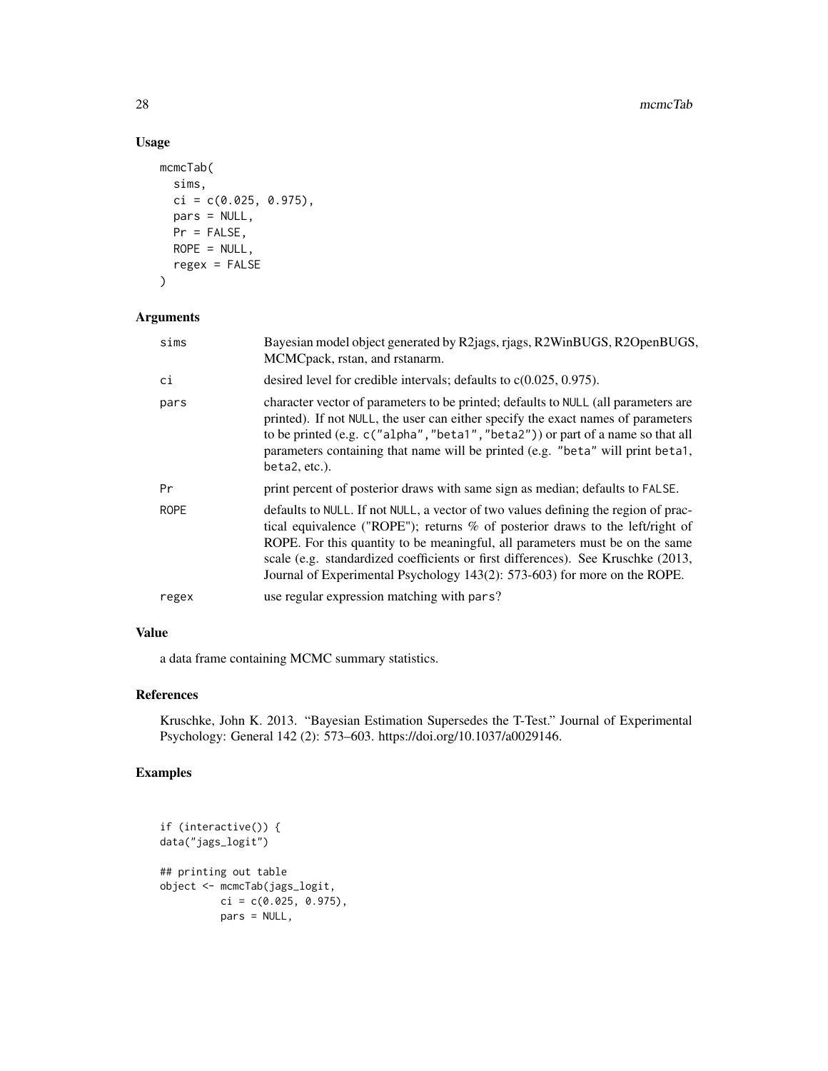## Usage

```
mcmcTab(
  sims,
  ci = c(0.025, 0.975),
  pars = NULL,
  Pr = FALSE,
  ROPE = NULL,
  regex = FALSE
)
```

## Arguments

| | |
|---|---|
| `sims` | Bayesian model object generated by R2jags, rjags, R2WinBUGS, R2OpenBUGS, MCMCpack, rstan, and rstanarm. |
| `ci` | desired level for credible intervals; defaults to c(0.025, 0.975). |
| `pars` | character vector of parameters to be printed; defaults to `NULL` (all parameters are printed). If not `NULL`, the user can either specify the exact names of parameters to be printed (e.g. `c("alpha","beta1","beta2")`) or part of a name so that all parameters containing that name will be printed (e.g. `"beta"` will print `beta1`, `beta2`, etc.). |
| `Pr` | print percent of posterior draws with same sign as median; defaults to `FALSE`. |
| `ROPE` | defaults to `NULL`. If not `NULL`, a vector of two values defining the region of practical equivalence ("ROPE"); returns % of posterior draws to the left/right of ROPE. For this quantity to be meaningful, all parameters must be on the same scale (e.g. standardized coefficients or first differences). See Kruschke (2013, Journal of Experimental Psychology 143(2): 573-603) for more on the ROPE. |
| `regex` | use regular expression matching with `pars`? |

## Value

a data frame containing MCMC summary statistics.

## References

Kruschke, John K. 2013. "Bayesian Estimation Supersedes the T-Test." Journal of Experimental Psychology: General 142 (2): 573–603. https://doi.org/10.1037/a0029146.

## Examples

```
if (interactive()) {
data("jags_logit")

## printing out table
object <- mcmcTab(jags_logit,
          ci = c(0.025, 0.975),
          pars = NULL,
```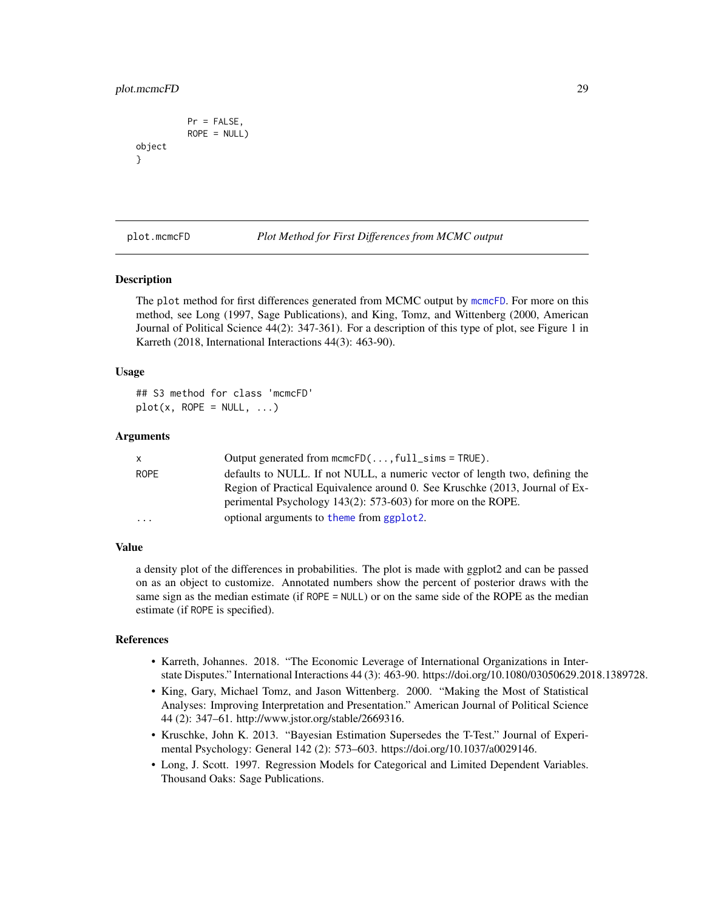```
          Pr = FALSE,
          ROPE = NULL)
object
}
```

## plot.mcmcFD — *Plot Method for First Differences from MCMC output*

### Description

The `plot` method for first differences generated from MCMC output by `mcmcFD`. For more on this method, see Long (1997, Sage Publications), and King, Tomz, and Wittenberg (2000, American Journal of Political Science 44(2): 347-361). For a description of this type of plot, see Figure 1 in Karreth (2018, International Interactions 44(3): 463-90).

### Usage

```
## S3 method for class 'mcmcFD'
plot(x, ROPE = NULL, ...)
```

### Arguments

| | |
|---|---|
| `x` | Output generated from `mcmcFD(..., full_sims = TRUE)`. |
| `ROPE` | defaults to NULL. If not NULL, a numeric vector of length two, defining the Region of Practical Equivalence around 0. See Kruschke (2013, Journal of Experimental Psychology 143(2): 573-603) for more on the ROPE. |
| `...` | optional arguments to `theme` from `ggplot2`. |

### Value

a density plot of the differences in probabilities. The plot is made with ggplot2 and can be passed on as an object to customize. Annotated numbers show the percent of posterior draws with the same sign as the median estimate (if `ROPE = NULL`) or on the same side of the ROPE as the median estimate (if `ROPE` is specified).

### References

- Karreth, Johannes. 2018. "The Economic Leverage of International Organizations in Interstate Disputes." International Interactions 44 (3): 463-90. https://doi.org/10.1080/03050629.2018.1389728.
- King, Gary, Michael Tomz, and Jason Wittenberg. 2000. "Making the Most of Statistical Analyses: Improving Interpretation and Presentation." American Journal of Political Science 44 (2): 347–61. http://www.jstor.org/stable/2669316.
- Kruschke, John K. 2013. "Bayesian Estimation Supersedes the T-Test." Journal of Experimental Psychology: General 142 (2): 573–603. https://doi.org/10.1037/a0029146.
- Long, J. Scott. 1997. Regression Models for Categorical and Limited Dependent Variables. Thousand Oaks: Sage Publications.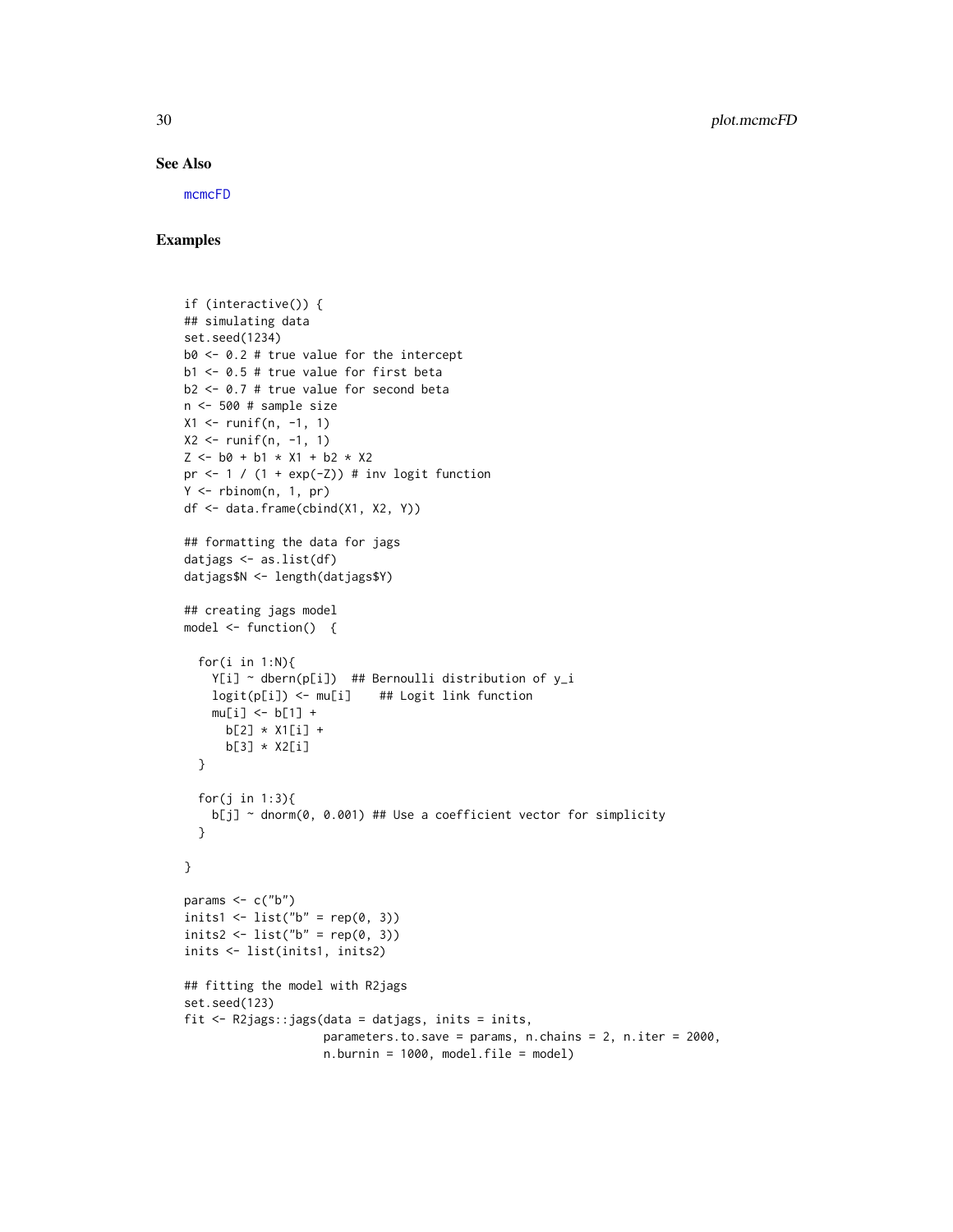### See Also

mcmcFD

### Examples

```
if (interactive()) {
## simulating data
set.seed(1234)
b0 <- 0.2 # true value for the intercept
b1 <- 0.5 # true value for first beta
b2 <- 0.7 # true value for second beta
n <- 500 # sample size
X1 <- runif(n, -1, 1)
X2 <- runif(n, -1, 1)
Z <- b0 + b1 * X1 + b2 * X2
pr <- 1 / (1 + exp(-Z)) # inv logit function
Y <- rbinom(n, 1, pr)
df <- data.frame(cbind(X1, X2, Y))

## formatting the data for jags
datjags <- as.list(df)
datjags$N <- length(datjags$Y)

## creating jags model
model <- function()  {

  for(i in 1:N){
    Y[i] ~ dbern(p[i])  ## Bernoulli distribution of y_i
    logit(p[i]) <- mu[i]    ## Logit link function
    mu[i] <- b[1] +
      b[2] * X1[i] +
      b[3] * X2[i]
  }

  for(j in 1:3){
    b[j] ~ dnorm(0, 0.001) ## Use a coefficient vector for simplicity
  }

}

params <- c("b")
inits1 <- list("b" = rep(0, 3))
inits2 <- list("b" = rep(0, 3))
inits <- list(inits1, inits2)

## fitting the model with R2jags
set.seed(123)
fit <- R2jags::jags(data = datjags, inits = inits,
                    parameters.to.save = params, n.chains = 2, n.iter = 2000,
                    n.burnin = 1000, model.file = model)
```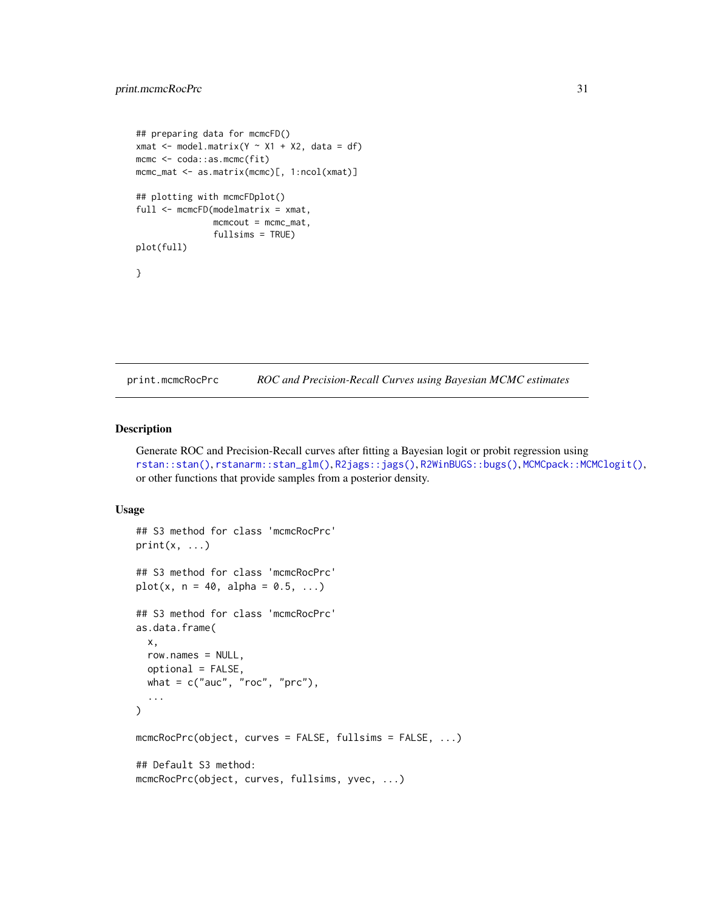```
## preparing data for mcmcFD()
xmat <- model.matrix(Y ~ X1 + X2, data = df)
mcmc <- coda::as.mcmc(fit)
mcmc_mat <- as.matrix(mcmc)[, 1:ncol(xmat)]

## plotting with mcmcFDplot()
full <- mcmcFD(modelmatrix = xmat,
               mcmcout = mcmc_mat,
               fullsims = TRUE)
plot(full)

}
```

## print.mcmcRocPrc — *ROC and Precision-Recall Curves using Bayesian MCMC estimates*

### Description

Generate ROC and Precision-Recall curves after fitting a Bayesian logit or probit regression using `rstan::stan()`, `rstanarm::stan_glm()`, `R2jags::jags()`, `R2WinBUGS::bugs()`, `MCMCpack::MCMClogit()`, or other functions that provide samples from a posterior density.

### Usage

```
## S3 method for class 'mcmcRocPrc'
print(x, ...)

## S3 method for class 'mcmcRocPrc'
plot(x, n = 40, alpha = 0.5, ...)

## S3 method for class 'mcmcRocPrc'
as.data.frame(
  x,
  row.names = NULL,
  optional = FALSE,
  what = c("auc", "roc", "prc"),
  ...
)

mcmcRocPrc(object, curves = FALSE, fullsims = FALSE, ...)

## Default S3 method:
mcmcRocPrc(object, curves, fullsims, yvec, ...)
```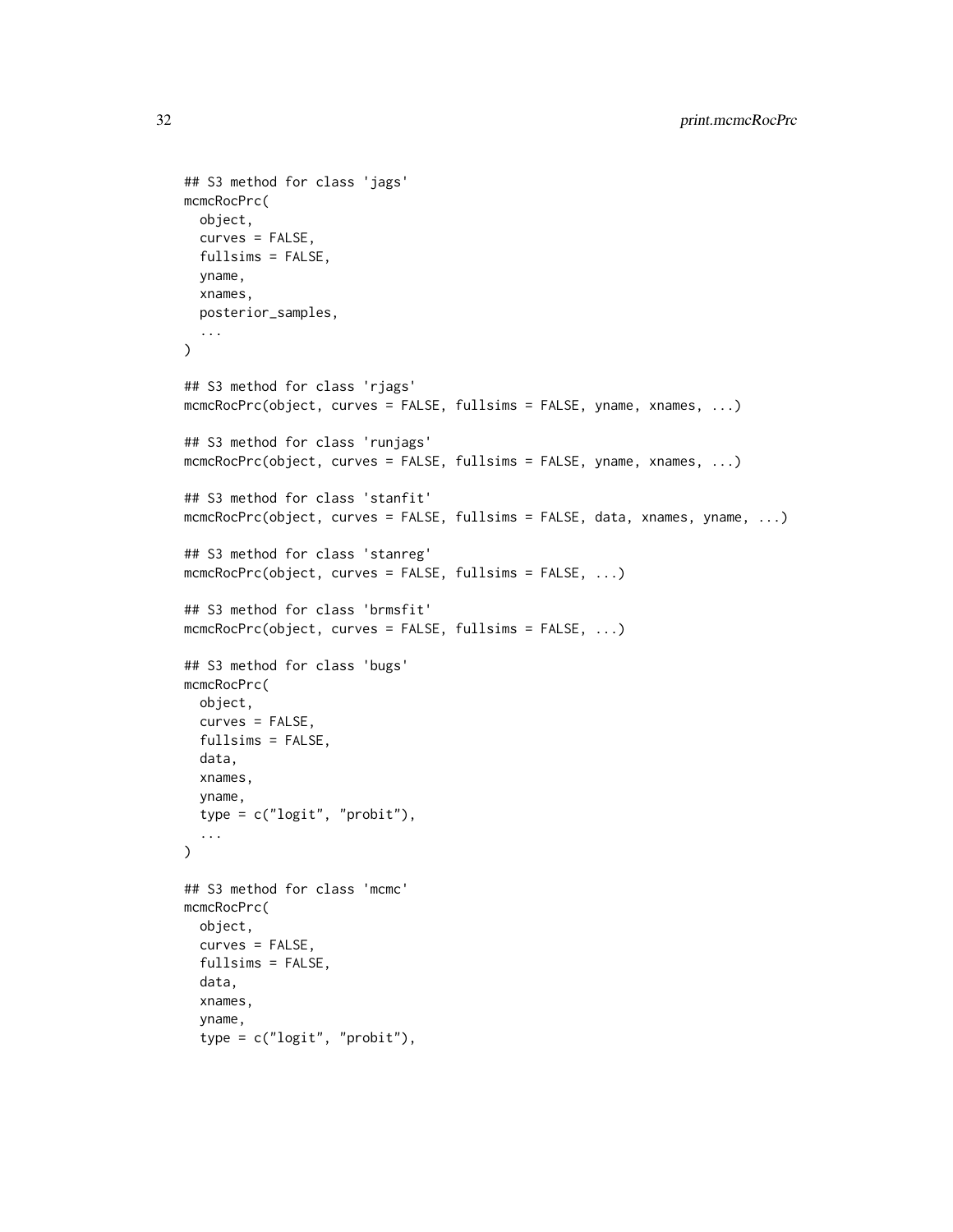```
## S3 method for class 'jags'
mcmcRocPrc(
  object,
  curves = FALSE,
  fullsims = FALSE,
  yname,
  xnames,
  posterior_samples,
  ...
)

## S3 method for class 'rjags'
mcmcRocPrc(object, curves = FALSE, fullsims = FALSE, yname, xnames, ...)

## S3 method for class 'runjags'
mcmcRocPrc(object, curves = FALSE, fullsims = FALSE, yname, xnames, ...)

## S3 method for class 'stanfit'
mcmcRocPrc(object, curves = FALSE, fullsims = FALSE, data, xnames, yname, ...)

## S3 method for class 'stanreg'
mcmcRocPrc(object, curves = FALSE, fullsims = FALSE, ...)

## S3 method for class 'brmsfit'
mcmcRocPrc(object, curves = FALSE, fullsims = FALSE, ...)

## S3 method for class 'bugs'
mcmcRocPrc(
  object,
  curves = FALSE,
  fullsims = FALSE,
  data,
  xnames,
  yname,
  type = c("logit", "probit"),
  ...
)

## S3 method for class 'mcmc'
mcmcRocPrc(
  object,
  curves = FALSE,
  fullsims = FALSE,
  data,
  xnames,
  yname,
  type = c("logit", "probit"),
```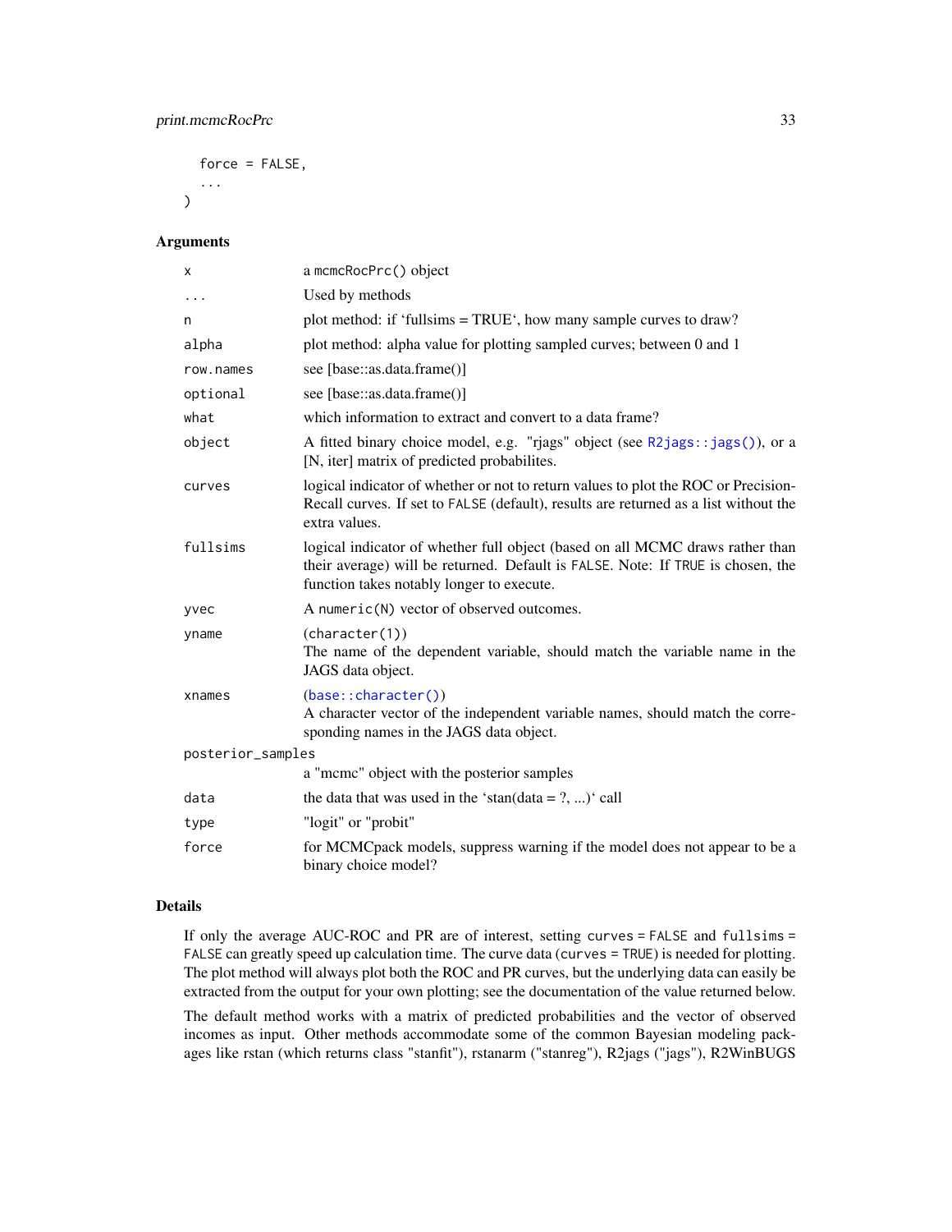```
  force = FALSE,
  ...
)
```

## Arguments

| | |
|---|---|
| x | a mcmcRocPrc() object |
| ... | Used by methods |
| n | plot method: if 'fullsims = TRUE', how many sample curves to draw? |
| alpha | plot method: alpha value for plotting sampled curves; between 0 and 1 |
| row.names | see [base::as.data.frame()] |
| optional | see [base::as.data.frame()] |
| what | which information to extract and convert to a data frame? |
| object | A fitted binary choice model, e.g. "rjags" object (see R2jags::jags()), or a [N, iter] matrix of predicted probabilites. |
| curves | logical indicator of whether or not to return values to plot the ROC or Precision-Recall curves. If set to FALSE (default), results are returned as a list without the extra values. |
| fullsims | logical indicator of whether full object (based on all MCMC draws rather than their average) will be returned. Default is FALSE. Note: If TRUE is chosen, the function takes notably longer to execute. |
| yvec | A numeric(N) vector of observed outcomes. |
| yname | (character(1)) The name of the dependent variable, should match the variable name in the JAGS data object. |
| xnames | (base::character()) A character vector of the independent variable names, should match the corresponding names in the JAGS data object. |
| posterior_samples | a "mcmc" object with the posterior samples |
| data | the data that was used in the 'stan(data = ?, ...)' call |
| type | "logit" or "probit" |
| force | for MCMCpack models, suppress warning if the model does not appear to be a binary choice model? |

## Details

If only the average AUC-ROC and PR are of interest, setting curves = FALSE and fullsims = FALSE can greatly speed up calculation time. The curve data (curves = TRUE) is needed for plotting. The plot method will always plot both the ROC and PR curves, but the underlying data can easily be extracted from the output for your own plotting; see the documentation of the value returned below.

The default method works with a matrix of predicted probabilities and the vector of observed incomes as input. Other methods accommodate some of the common Bayesian modeling packages like rstan (which returns class "stanfit"), rstanarm ("stanreg"), R2jags ("jags"), R2WinBUGS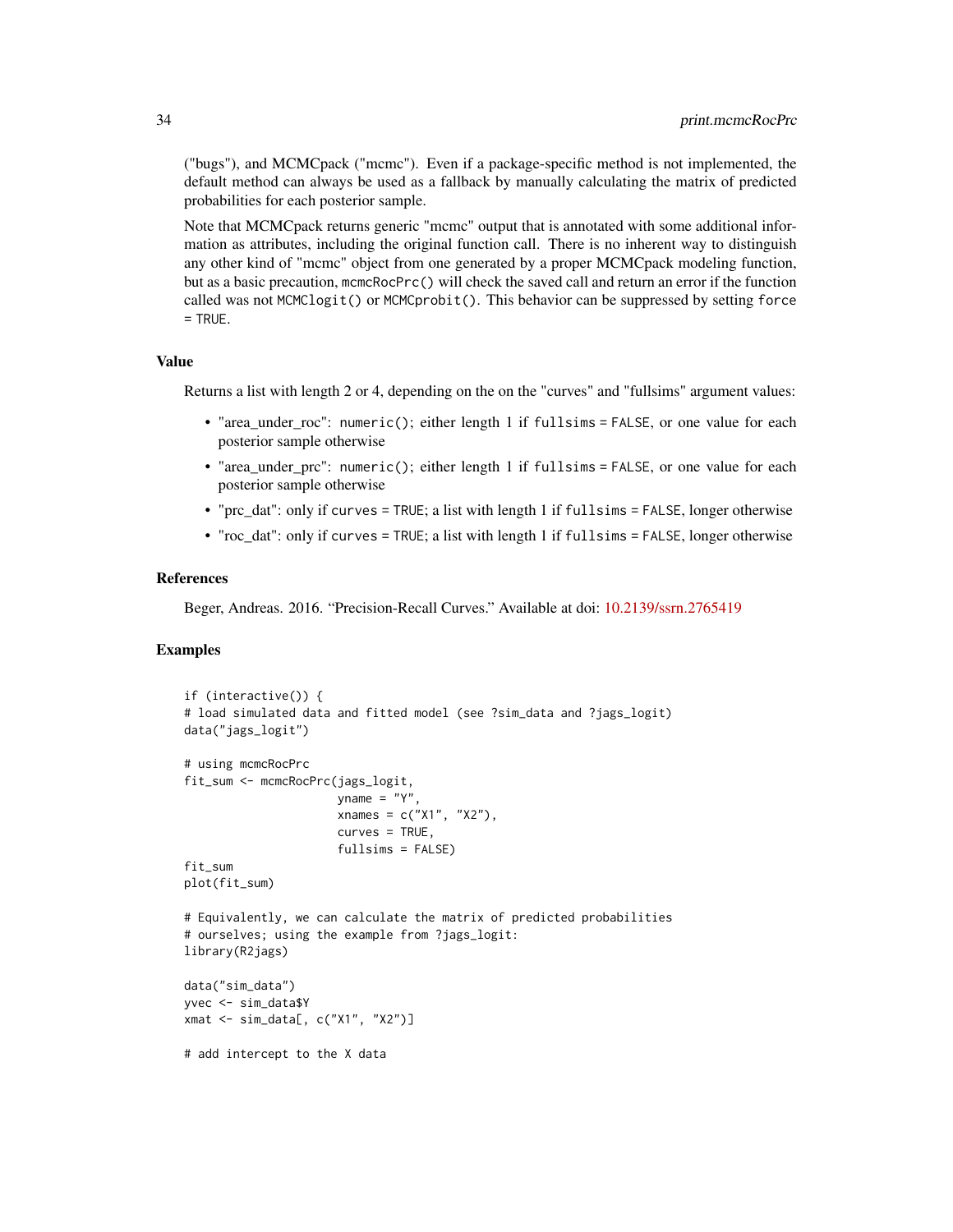("bugs"), and MCMCpack ("mcmc"). Even if a package-specific method is not implemented, the default method can always be used as a fallback by manually calculating the matrix of predicted probabilities for each posterior sample.

Note that MCMCpack returns generic "mcmc" output that is annotated with some additional information as attributes, including the original function call. There is no inherent way to distinguish any other kind of "mcmc" object from one generated by a proper MCMCpack modeling function, but as a basic precaution, `mcmcRocPrc()` will check the saved call and return an error if the function called was not `MCMClogit()` or `MCMCprobit()`. This behavior can be suppressed by setting `force = TRUE`.

## Value

Returns a list with length 2 or 4, depending on the on the "curves" and "fullsims" argument values:

- "area_under_roc": `numeric()`; either length 1 if `fullsims = FALSE`, or one value for each posterior sample otherwise
- "area_under_prc": `numeric()`; either length 1 if `fullsims = FALSE`, or one value for each posterior sample otherwise
- "prc_dat": only if `curves = TRUE`; a list with length 1 if `fullsims = FALSE`, longer otherwise
- "roc_dat": only if `curves = TRUE`; a list with length 1 if `fullsims = FALSE`, longer otherwise

## References

Beger, Andreas. 2016. "Precision-Recall Curves." Available at doi: 10.2139/ssrn.2765419

## Examples

```
if (interactive()) {
# load simulated data and fitted model (see ?sim_data and ?jags_logit)
data("jags_logit")

# using mcmcRocPrc
fit_sum <- mcmcRocPrc(jags_logit,
                      yname = "Y",
                      xnames = c("X1", "X2"),
                      curves = TRUE,
                      fullsims = FALSE)
fit_sum
plot(fit_sum)

# Equivalently, we can calculate the matrix of predicted probabilities
# ourselves; using the example from ?jags_logit:
library(R2jags)

data("sim_data")
yvec <- sim_data$Y
xmat <- sim_data[, c("X1", "X2")]

# add intercept to the X data
```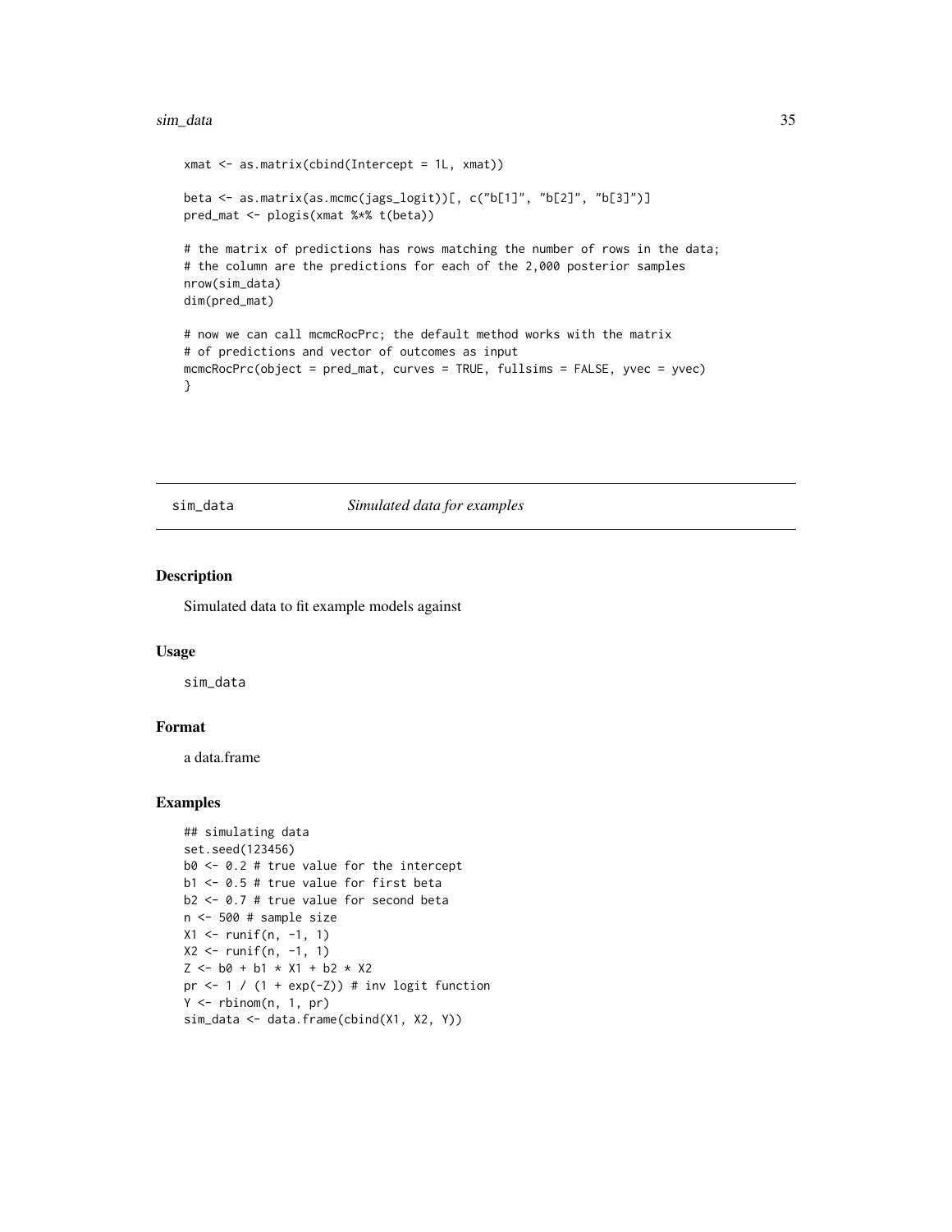```
xmat <- as.matrix(cbind(Intercept = 1L, xmat))

beta <- as.matrix(as.mcmc(jags_logit))[, c("b[1]", "b[2]", "b[3]")]
pred_mat <- plogis(xmat %*% t(beta))

# the matrix of predictions has rows matching the number of rows in the data;
# the column are the predictions for each of the 2,000 posterior samples
nrow(sim_data)
dim(pred_mat)

# now we can call mcmcRocPrc; the default method works with the matrix
# of predictions and vector of outcomes as input
mcmcRocPrc(object = pred_mat, curves = TRUE, fullsims = FALSE, yvec = yvec)
}
```

## sim_data — *Simulated data for examples*

### Description

Simulated data to fit example models against

### Usage

```
sim_data
```

### Format

a data.frame

### Examples

```
## simulating data
set.seed(123456)
b0 <- 0.2 # true value for the intercept
b1 <- 0.5 # true value for first beta
b2 <- 0.7 # true value for second beta
n <- 500 # sample size
X1 <- runif(n, -1, 1)
X2 <- runif(n, -1, 1)
Z <- b0 + b1 * X1 + b2 * X2
pr <- 1 / (1 + exp(-Z)) # inv logit function
Y <- rbinom(n, 1, pr)
sim_data <- data.frame(cbind(X1, X2, Y))
```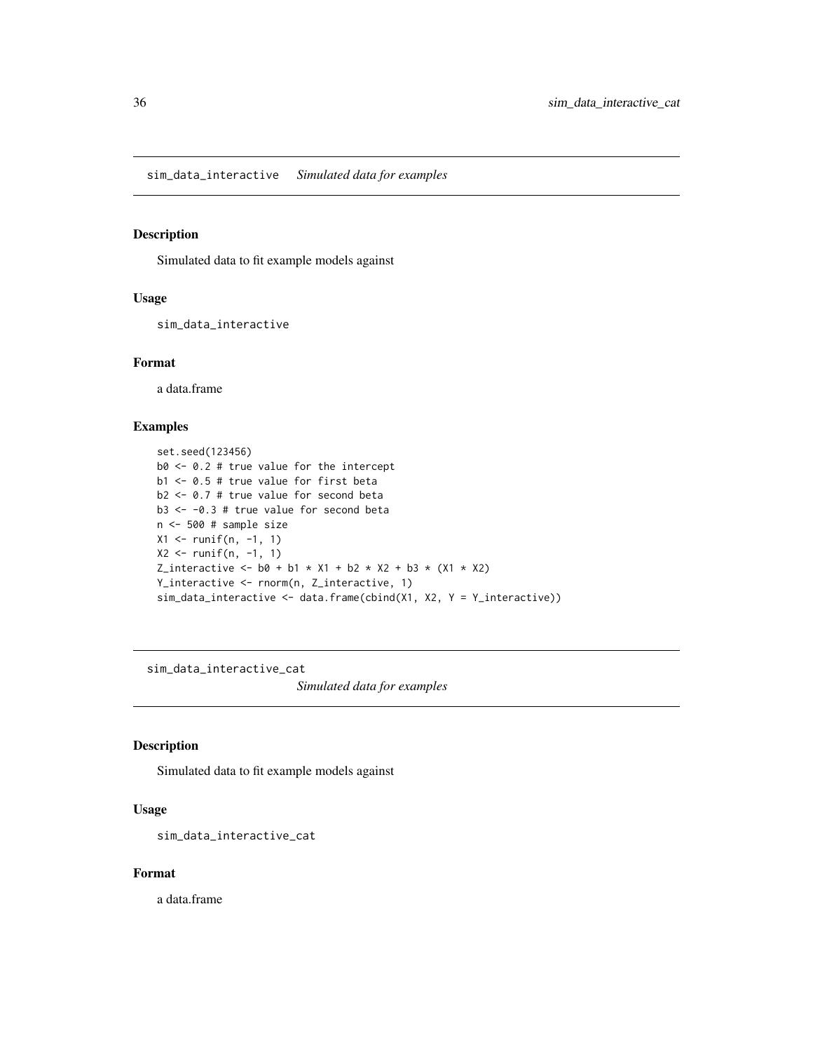## sim_data_interactive *Simulated data for examples*

### Description

Simulated data to fit example models against

### Usage

```
sim_data_interactive
```

### Format

a data.frame

### Examples

```
set.seed(123456)
b0 <- 0.2 # true value for the intercept
b1 <- 0.5 # true value for first beta
b2 <- 0.7 # true value for second beta
b3 <- -0.3 # true value for second beta
n <- 500 # sample size
X1 <- runif(n, -1, 1)
X2 <- runif(n, -1, 1)
Z_interactive <- b0 + b1 * X1 + b2 * X2 + b3 * (X1 * X2)
Y_interactive <- rnorm(n, Z_interactive, 1)
sim_data_interactive <- data.frame(cbind(X1, X2, Y = Y_interactive))
```

## sim_data_interactive_cat *Simulated data for examples*

### Description

Simulated data to fit example models against

### Usage

```
sim_data_interactive_cat
```

### Format

a data.frame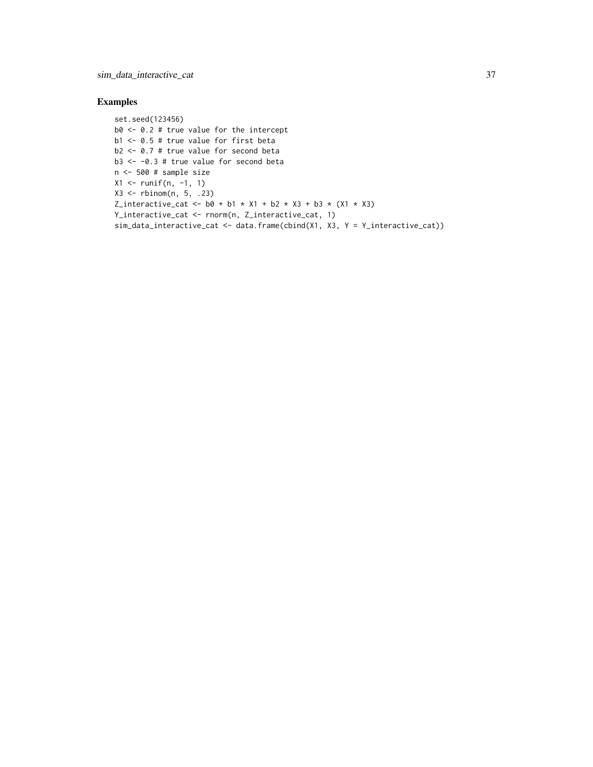## Examples

```
set.seed(123456)
b0 <- 0.2 # true value for the intercept
b1 <- 0.5 # true value for first beta
b2 <- 0.7 # true value for second beta
b3 <- -0.3 # true value for second beta
n <- 500 # sample size
X1 <- runif(n, -1, 1)
X3 <- rbinom(n, 5, .23)
Z_interactive_cat <- b0 + b1 * X1 + b2 * X3 + b3 * (X1 * X3)
Y_interactive_cat <- rnorm(n, Z_interactive_cat, 1)
sim_data_interactive_cat <- data.frame(cbind(X1, X3, Y = Y_interactive_cat))
```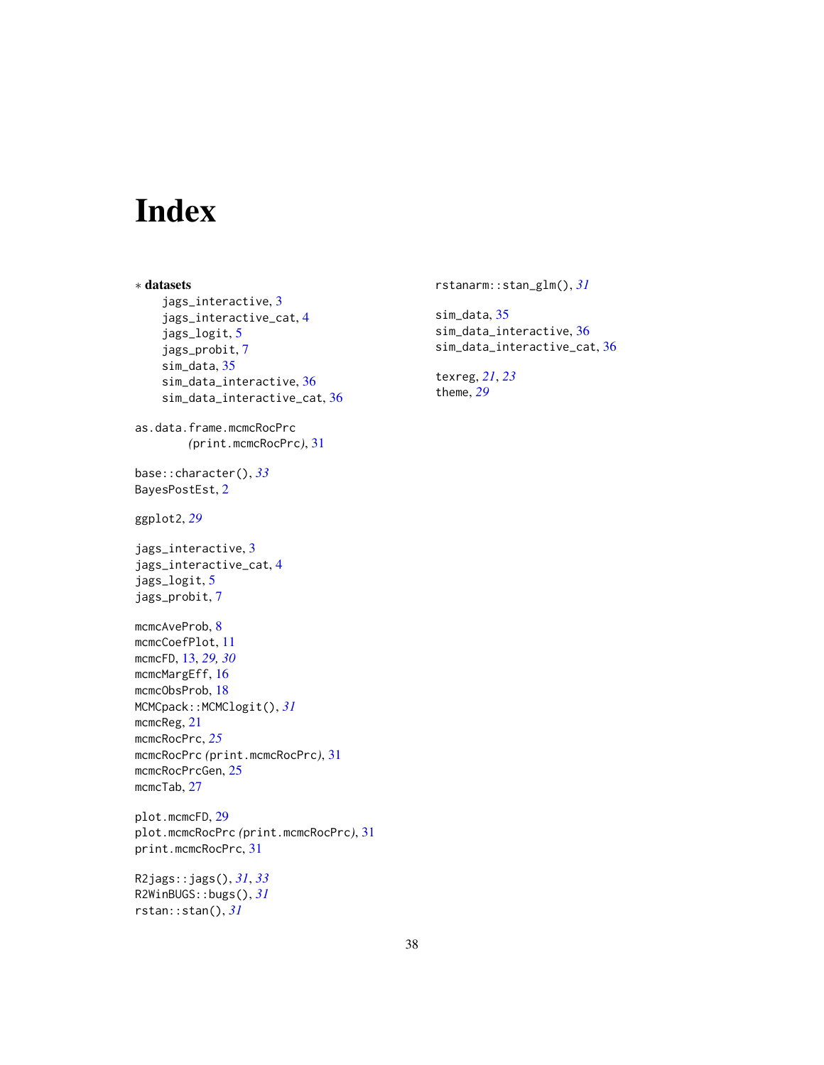# Index

∗ **datasets**

jags_interactive, 3
jags_interactive_cat, 4
jags_logit, 5
jags_probit, 7
sim_data, 35
sim_data_interactive, 36
sim_data_interactive_cat, 36

as.data.frame.mcmcRocPrc
    *(*print.mcmcRocPrc*)*, 31

base::character(), *33*
BayesPostEst, 2

ggplot2, *29*

jags_interactive, 3
jags_interactive_cat, 4
jags_logit, 5
jags_probit, 7

mcmcAveProb, 8
mcmcCoefPlot, 11
mcmcFD, 13, *29*, *30*
mcmcMargEff, 16
mcmcObsProb, 18
MCMCpack::MCMClogit(), *31*
mcmcReg, 21
mcmcRocPrc, *25*
mcmcRocPrc *(*print.mcmcRocPrc*)*, 31
mcmcRocPrcGen, 25
mcmcTab, 27

plot.mcmcFD, 29
plot.mcmcRocPrc *(*print.mcmcRocPrc*)*, 31
print.mcmcRocPrc, 31

R2jags::jags(), *31*, *33*
R2WinBUGS::bugs(), *31*
rstan::stan(), *31*
rstanarm::stan_glm(), *31*

sim_data, 35
sim_data_interactive, 36
sim_data_interactive_cat, 36

texreg, *21*, *23*
theme, *29*